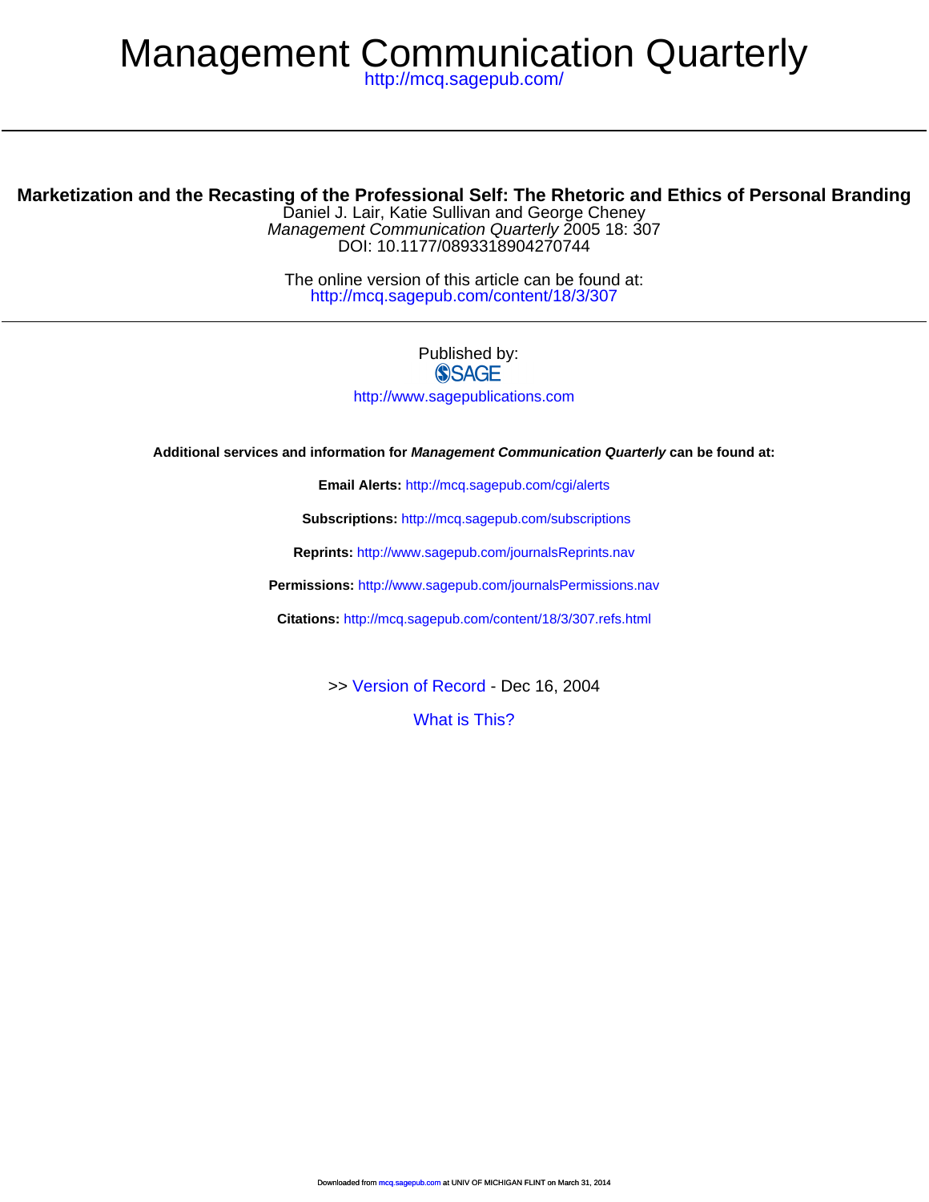# Management Communication Quarterly

http://mcq.sagepub.com/

## Marketization and the Recasting of the Professional Self: The Rhetoric and Ethics of Personal Branding

Daniel J. Lair, Katie Sullivan and George Cheney

*Management Communication Quarterly* 2005 18: 307

DOI: 10.1177/0893318904270744

The online version of this article can be found at:
http://mcq.sagepub.com/content/18/3/307

Published by:

SAGE

http://www.sagepublications.com

**Additional services and information for *Management Communication Quarterly* can be found at:**

**Email Alerts:** http://mcq.sagepub.com/cgi/alerts

**Subscriptions:** http://mcq.sagepub.com/subscriptions

**Reprints:** http://www.sagepub.com/journalsReprints.nav

**Permissions:** http://www.sagepub.com/journalsPermissions.nav

**Citations:** http://mcq.sagepub.com/content/18/3/307.refs.html

>> Version of Record - Dec 16, 2004

What is This?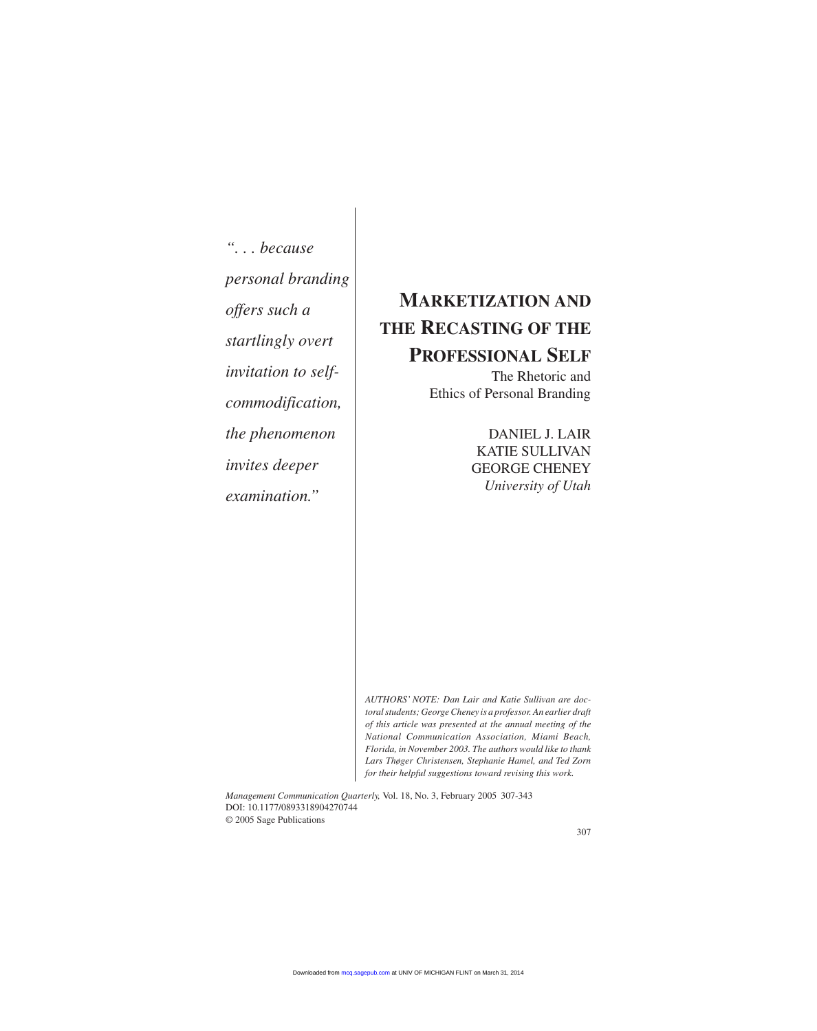*". . . because personal branding offers such a startlingly overt invitation to self-commodification, the phenomenon invites deeper examination."*

# MARKETIZATION AND THE RECASTING OF THE PROFESSIONAL SELF

## The Rhetoric and Ethics of Personal Branding

DANIEL J. LAIR
KATIE SULLIVAN
GEORGE CHENEY
*University of Utah*

*AUTHORS' NOTE: Dan Lair and Katie Sullivan are doctoral students; George Cheney is a professor. An earlier draft of this article was presented at the annual meeting of the National Communication Association, Miami Beach, Florida, in November 2003. The authors would like to thank Lars Thøger Christensen, Stephanie Hamel, and Ted Zorn for their helpful suggestions toward revising this work.*

*Management Communication Quarterly,* Vol. 18, No. 3, February 2005 307-343
DOI: 10.1177/0893318904270744
© 2005 Sage Publications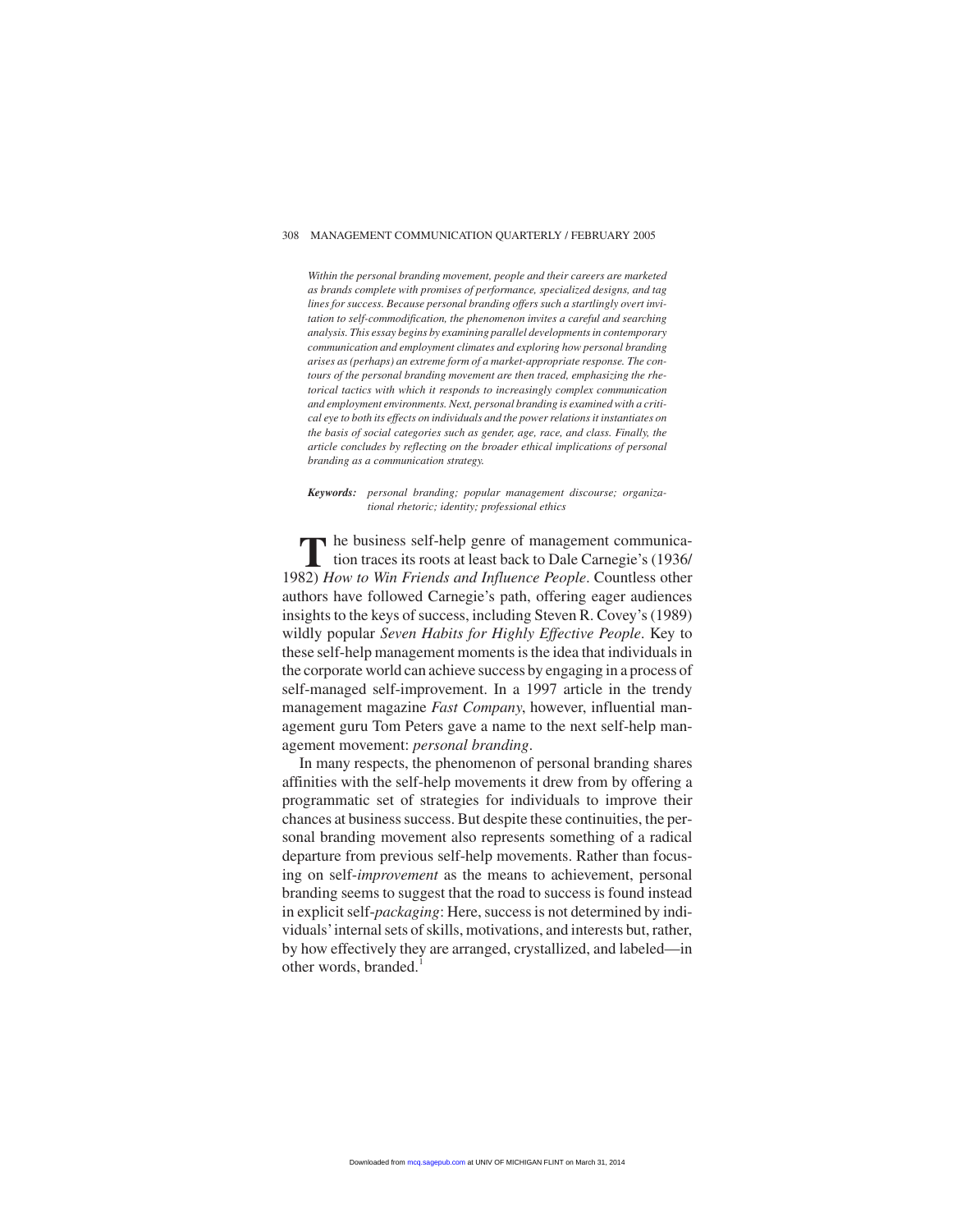*Within the personal branding movement, people and their careers are marketed as brands complete with promises of performance, specialized designs, and tag lines for success. Because personal branding offers such a startlingly overt invitation to self-commodification, the phenomenon invites a careful and searching analysis. This essay begins by examining parallel developments in contemporary communication and employment climates and exploring how personal branding arises as (perhaps) an extreme form of a market-appropriate response. The contours of the personal branding movement are then traced, emphasizing the rhetorical tactics with which it responds to increasingly complex communication and employment environments. Next, personal branding is examined with a critical eye to both its effects on individuals and the power relations it instantiates on the basis of social categories such as gender, age, race, and class. Finally, the article concludes by reflecting on the broader ethical implications of personal branding as a communication strategy.*

***Keywords:*** *personal branding; popular management discourse; organizational rhetoric; identity; professional ethics*

The business self-help genre of management communication traces its roots at least back to Dale Carnegie's (1936/1982) *How to Win Friends and Influence People*. Countless other authors have followed Carnegie's path, offering eager audiences insights to the keys of success, including Steven R. Covey's (1989) wildly popular *Seven Habits for Highly Effective People*. Key to these self-help management moments is the idea that individuals in the corporate world can achieve success by engaging in a process of self-managed self-improvement. In a 1997 article in the trendy management magazine *Fast Company*, however, influential management guru Tom Peters gave a name to the next self-help management movement: *personal branding*.

In many respects, the phenomenon of personal branding shares affinities with the self-help movements it drew from by offering a programmatic set of strategies for individuals to improve their chances at business success. But despite these continuities, the personal branding movement also represents something of a radical departure from previous self-help movements. Rather than focusing on self-*improvement* as the means to achievement, personal branding seems to suggest that the road to success is found instead in explicit self-*packaging*: Here, success is not determined by individuals' internal sets of skills, motivations, and interests but, rather, by how effectively they are arranged, crystallized, and labeled—in other words, branded.[1]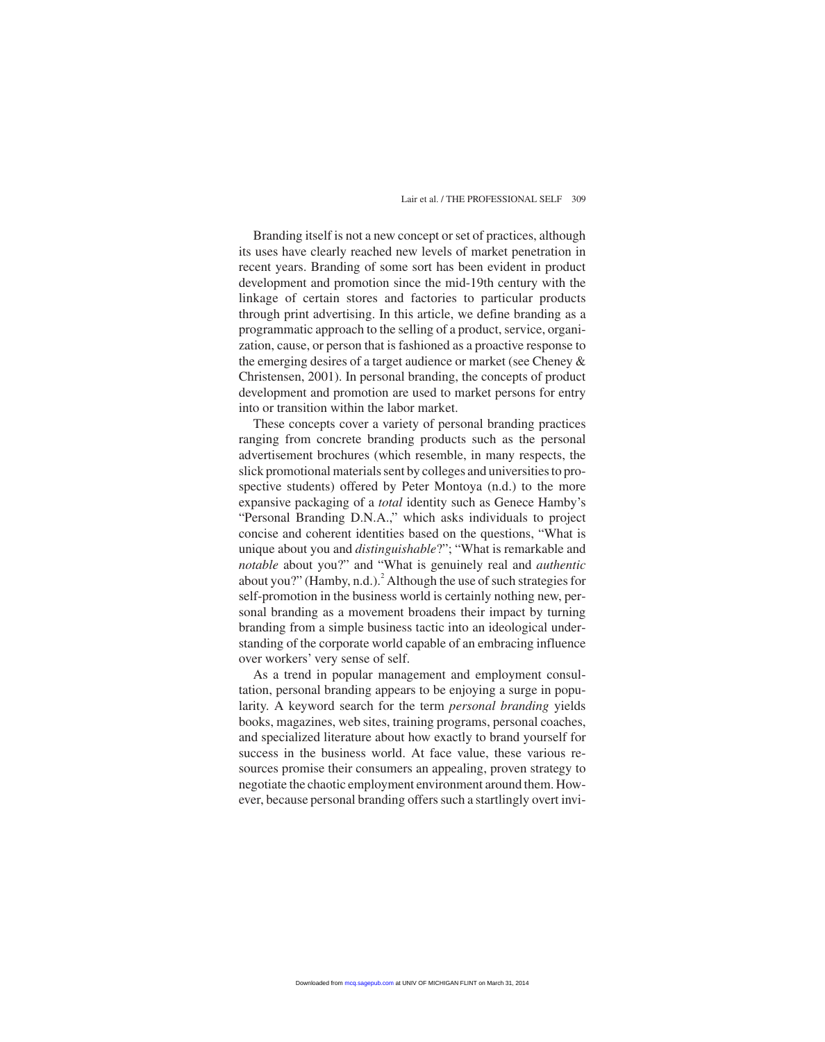Branding itself is not a new concept or set of practices, although its uses have clearly reached new levels of market penetration in recent years. Branding of some sort has been evident in product development and promotion since the mid-19th century with the linkage of certain stores and factories to particular products through print advertising. In this article, we define branding as a programmatic approach to the selling of a product, service, organization, cause, or person that is fashioned as a proactive response to the emerging desires of a target audience or market (see Cheney & Christensen, 2001). In personal branding, the concepts of product development and promotion are used to market persons for entry into or transition within the labor market.

These concepts cover a variety of personal branding practices ranging from concrete branding products such as the personal advertisement brochures (which resemble, in many respects, the slick promotional materials sent by colleges and universities to prospective students) offered by Peter Montoya (n.d.) to the more expansive packaging of a *total* identity such as Genece Hamby's "Personal Branding D.N.A.," which asks individuals to project concise and coherent identities based on the questions, "What is unique about you and *distinguishable*?"; "What is remarkable and *notable* about you?" and "What is genuinely real and *authentic* about you?" (Hamby, n.d.).[2] Although the use of such strategies for self-promotion in the business world is certainly nothing new, personal branding as a movement broadens their impact by turning branding from a simple business tactic into an ideological understanding of the corporate world capable of an embracing influence over workers' very sense of self.

As a trend in popular management and employment consultation, personal branding appears to be enjoying a surge in popularity. A keyword search for the term *personal branding* yields books, magazines, web sites, training programs, personal coaches, and specialized literature about how exactly to brand yourself for success in the business world. At face value, these various resources promise their consumers an appealing, proven strategy to negotiate the chaotic employment environment around them. However, because personal branding offers such a startlingly overt invi-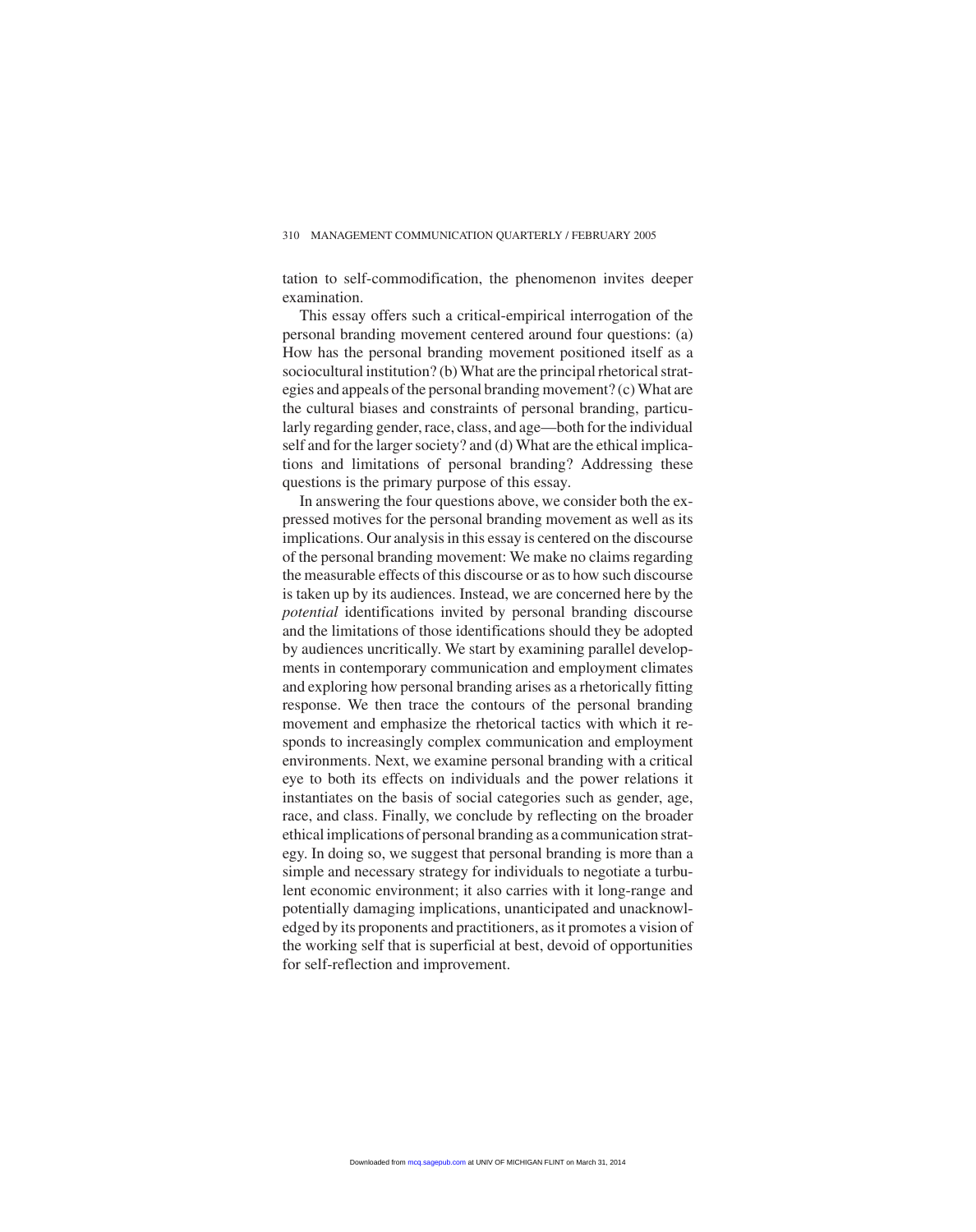tation to self-commodification, the phenomenon invites deeper examination.

This essay offers such a critical-empirical interrogation of the personal branding movement centered around four questions: (a) How has the personal branding movement positioned itself as a sociocultural institution? (b) What are the principal rhetorical strategies and appeals of the personal branding movement? (c) What are the cultural biases and constraints of personal branding, particularly regarding gender, race, class, and age—both for the individual self and for the larger society? and (d) What are the ethical implications and limitations of personal branding? Addressing these questions is the primary purpose of this essay.

In answering the four questions above, we consider both the expressed motives for the personal branding movement as well as its implications. Our analysis in this essay is centered on the discourse of the personal branding movement: We make no claims regarding the measurable effects of this discourse or as to how such discourse is taken up by its audiences. Instead, we are concerned here by the *potential* identifications invited by personal branding discourse and the limitations of those identifications should they be adopted by audiences uncritically. We start by examining parallel developments in contemporary communication and employment climates and exploring how personal branding arises as a rhetorically fitting response. We then trace the contours of the personal branding movement and emphasize the rhetorical tactics with which it responds to increasingly complex communication and employment environments. Next, we examine personal branding with a critical eye to both its effects on individuals and the power relations it instantiates on the basis of social categories such as gender, age, race, and class. Finally, we conclude by reflecting on the broader ethical implications of personal branding as a communication strategy. In doing so, we suggest that personal branding is more than a simple and necessary strategy for individuals to negotiate a turbulent economic environment; it also carries with it long-range and potentially damaging implications, unanticipated and unacknowledged by its proponents and practitioners, as it promotes a vision of the working self that is superficial at best, devoid of opportunities for self-reflection and improvement.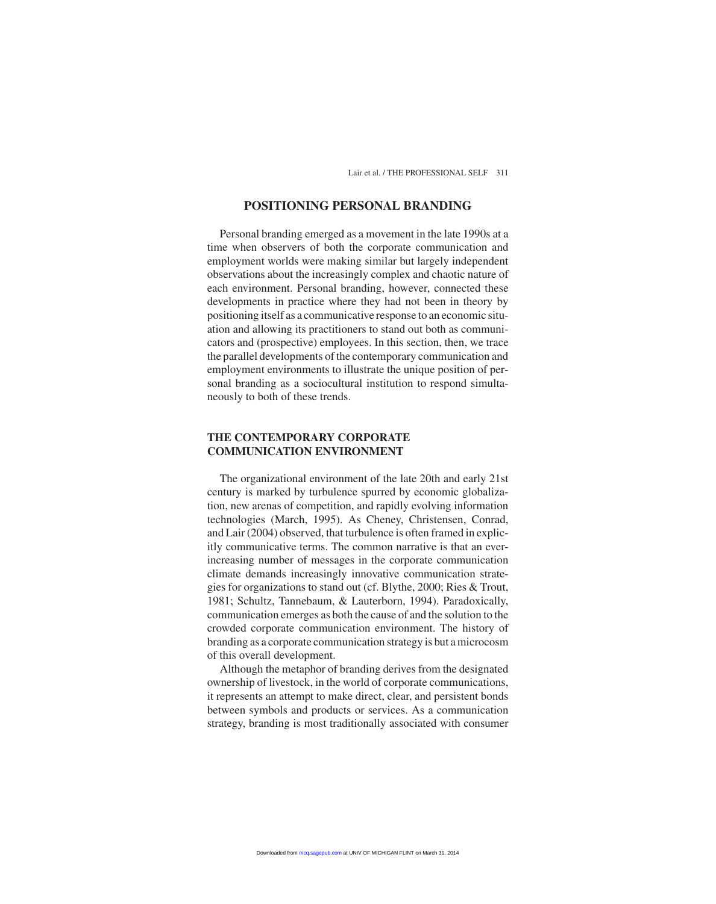## POSITIONING PERSONAL BRANDING

Personal branding emerged as a movement in the late 1990s at a time when observers of both the corporate communication and employment worlds were making similar but largely independent observations about the increasingly complex and chaotic nature of each environment. Personal branding, however, connected these developments in practice where they had not been in theory by positioning itself as a communicative response to an economic situation and allowing its practitioners to stand out both as communicators and (prospective) employees. In this section, then, we trace the parallel developments of the contemporary communication and employment environments to illustrate the unique position of personal branding as a sociocultural institution to respond simultaneously to both of these trends.

### THE CONTEMPORARY CORPORATE COMMUNICATION ENVIRONMENT

The organizational environment of the late 20th and early 21st century is marked by turbulence spurred by economic globalization, new arenas of competition, and rapidly evolving information technologies (March, 1995). As Cheney, Christensen, Conrad, and Lair (2004) observed, that turbulence is often framed in explicitly communicative terms. The common narrative is that an ever-increasing number of messages in the corporate communication climate demands increasingly innovative communication strategies for organizations to stand out (cf. Blythe, 2000; Ries & Trout, 1981; Schultz, Tannebaum, & Lauterborn, 1994). Paradoxically, communication emerges as both the cause of and the solution to the crowded corporate communication environment. The history of branding as a corporate communication strategy is but a microcosm of this overall development.

Although the metaphor of branding derives from the designated ownership of livestock, in the world of corporate communications, it represents an attempt to make direct, clear, and persistent bonds between symbols and products or services. As a communication strategy, branding is most traditionally associated with consumer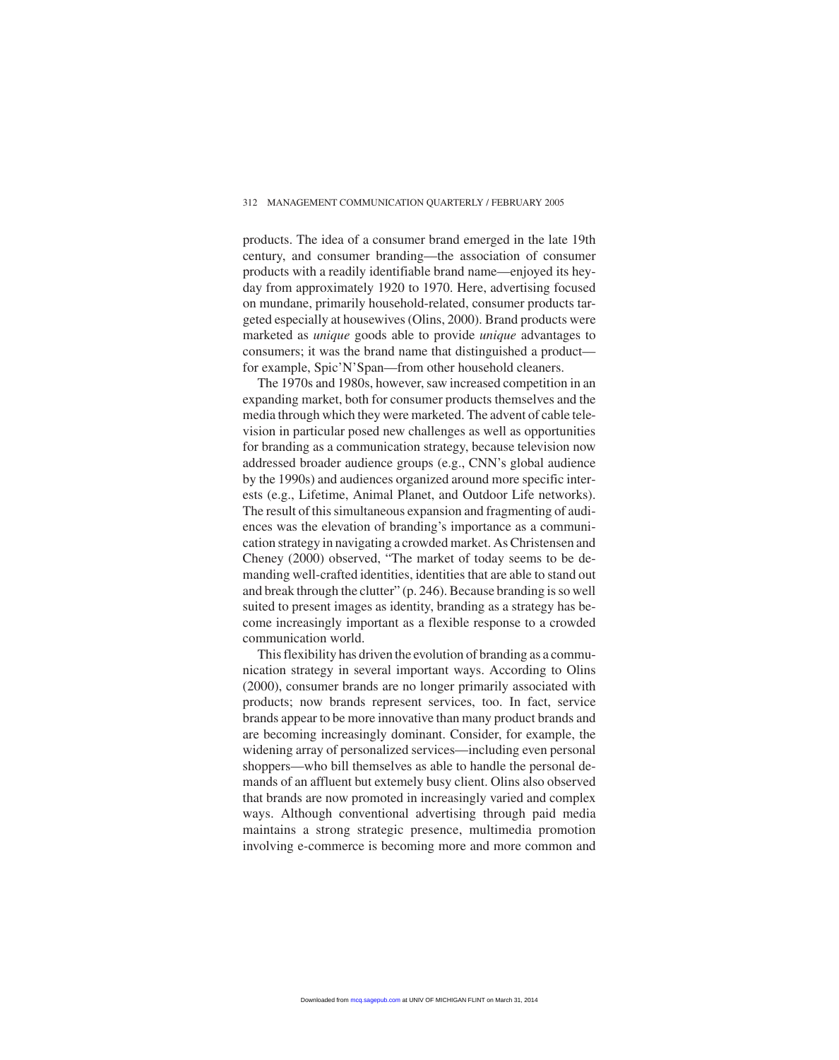products. The idea of a consumer brand emerged in the late 19th century, and consumer branding—the association of consumer products with a readily identifiable brand name—enjoyed its heyday from approximately 1920 to 1970. Here, advertising focused on mundane, primarily household-related, consumer products targeted especially at housewives (Olins, 2000). Brand products were marketed as *unique* goods able to provide *unique* advantages to consumers; it was the brand name that distinguished a product—for example, Spic'N'Span—from other household cleaners.

The 1970s and 1980s, however, saw increased competition in an expanding market, both for consumer products themselves and the media through which they were marketed. The advent of cable television in particular posed new challenges as well as opportunities for branding as a communication strategy, because television now addressed broader audience groups (e.g., CNN's global audience by the 1990s) and audiences organized around more specific interests (e.g., Lifetime, Animal Planet, and Outdoor Life networks). The result of this simultaneous expansion and fragmenting of audiences was the elevation of branding's importance as a communication strategy in navigating a crowded market. As Christensen and Cheney (2000) observed, "The market of today seems to be demanding well-crafted identities, identities that are able to stand out and break through the clutter" (p. 246). Because branding is so well suited to present images as identity, branding as a strategy has become increasingly important as a flexible response to a crowded communication world.

This flexibility has driven the evolution of branding as a communication strategy in several important ways. According to Olins (2000), consumer brands are no longer primarily associated with products; now brands represent services, too. In fact, service brands appear to be more innovative than many product brands and are becoming increasingly dominant. Consider, for example, the widening array of personalized services—including even personal shoppers—who bill themselves as able to handle the personal demands of an affluent but extemely busy client. Olins also observed that brands are now promoted in increasingly varied and complex ways. Although conventional advertising through paid media maintains a strong strategic presence, multimedia promotion involving e-commerce is becoming more and more common and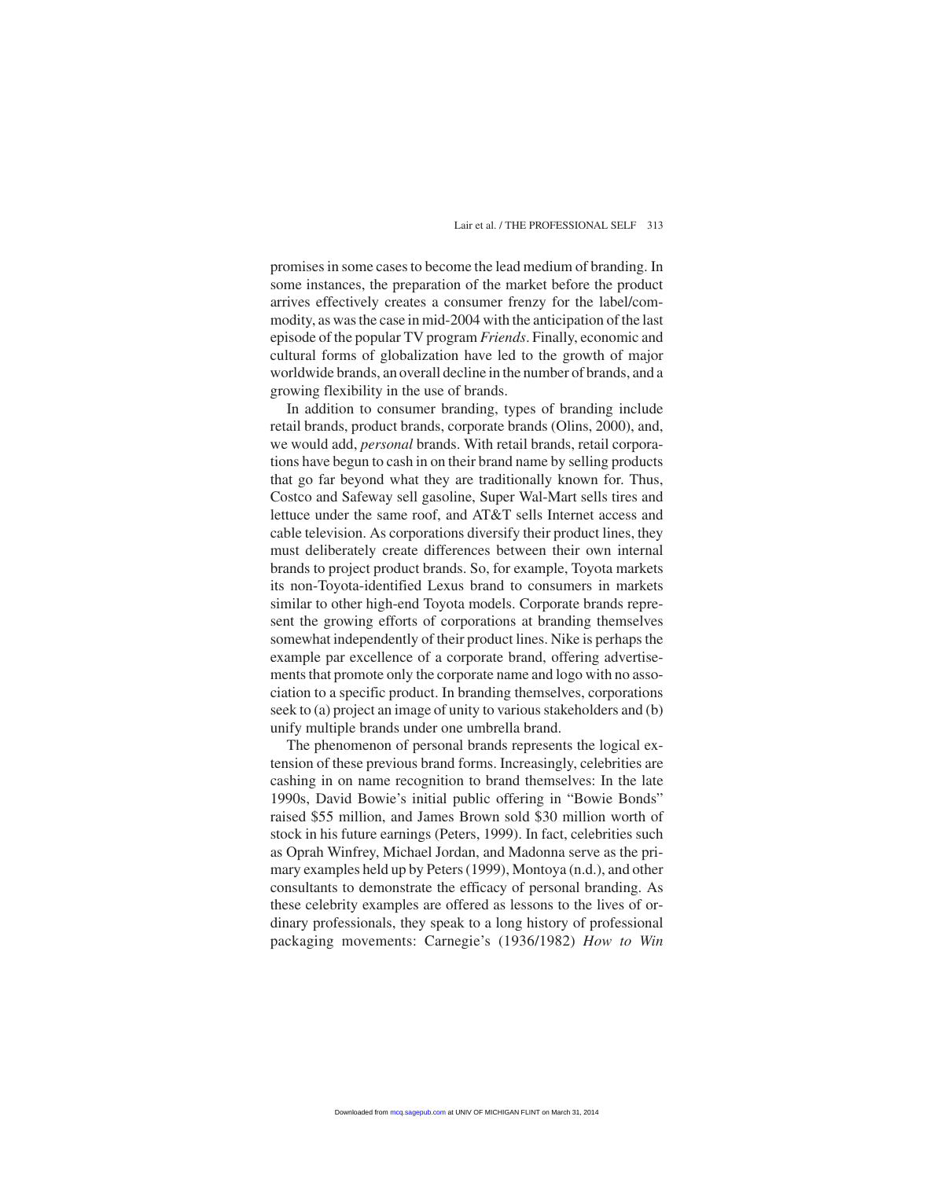promises in some cases to become the lead medium of branding. In some instances, the preparation of the market before the product arrives effectively creates a consumer frenzy for the label/commodity, as was the case in mid-2004 with the anticipation of the last episode of the popular TV program *Friends*. Finally, economic and cultural forms of globalization have led to the growth of major worldwide brands, an overall decline in the number of brands, and a growing flexibility in the use of brands.

In addition to consumer branding, types of branding include retail brands, product brands, corporate brands (Olins, 2000), and, we would add, *personal* brands. With retail brands, retail corporations have begun to cash in on their brand name by selling products that go far beyond what they are traditionally known for. Thus, Costco and Safeway sell gasoline, Super Wal-Mart sells tires and lettuce under the same roof, and AT&T sells Internet access and cable television. As corporations diversify their product lines, they must deliberately create differences between their own internal brands to project product brands. So, for example, Toyota markets its non-Toyota-identified Lexus brand to consumers in markets similar to other high-end Toyota models. Corporate brands represent the growing efforts of corporations at branding themselves somewhat independently of their product lines. Nike is perhaps the example par excellence of a corporate brand, offering advertisements that promote only the corporate name and logo with no association to a specific product. In branding themselves, corporations seek to (a) project an image of unity to various stakeholders and (b) unify multiple brands under one umbrella brand.

The phenomenon of personal brands represents the logical extension of these previous brand forms. Increasingly, celebrities are cashing in on name recognition to brand themselves: In the late 1990s, David Bowie's initial public offering in "Bowie Bonds" raised $55 million, and James Brown sold $30 million worth of stock in his future earnings (Peters, 1999). In fact, celebrities such as Oprah Winfrey, Michael Jordan, and Madonna serve as the primary examples held up by Peters (1999), Montoya (n.d.), and other consultants to demonstrate the efficacy of personal branding. As these celebrity examples are offered as lessons to the lives of ordinary professionals, they speak to a long history of professional packaging movements: Carnegie's (1936/1982) *How to Win*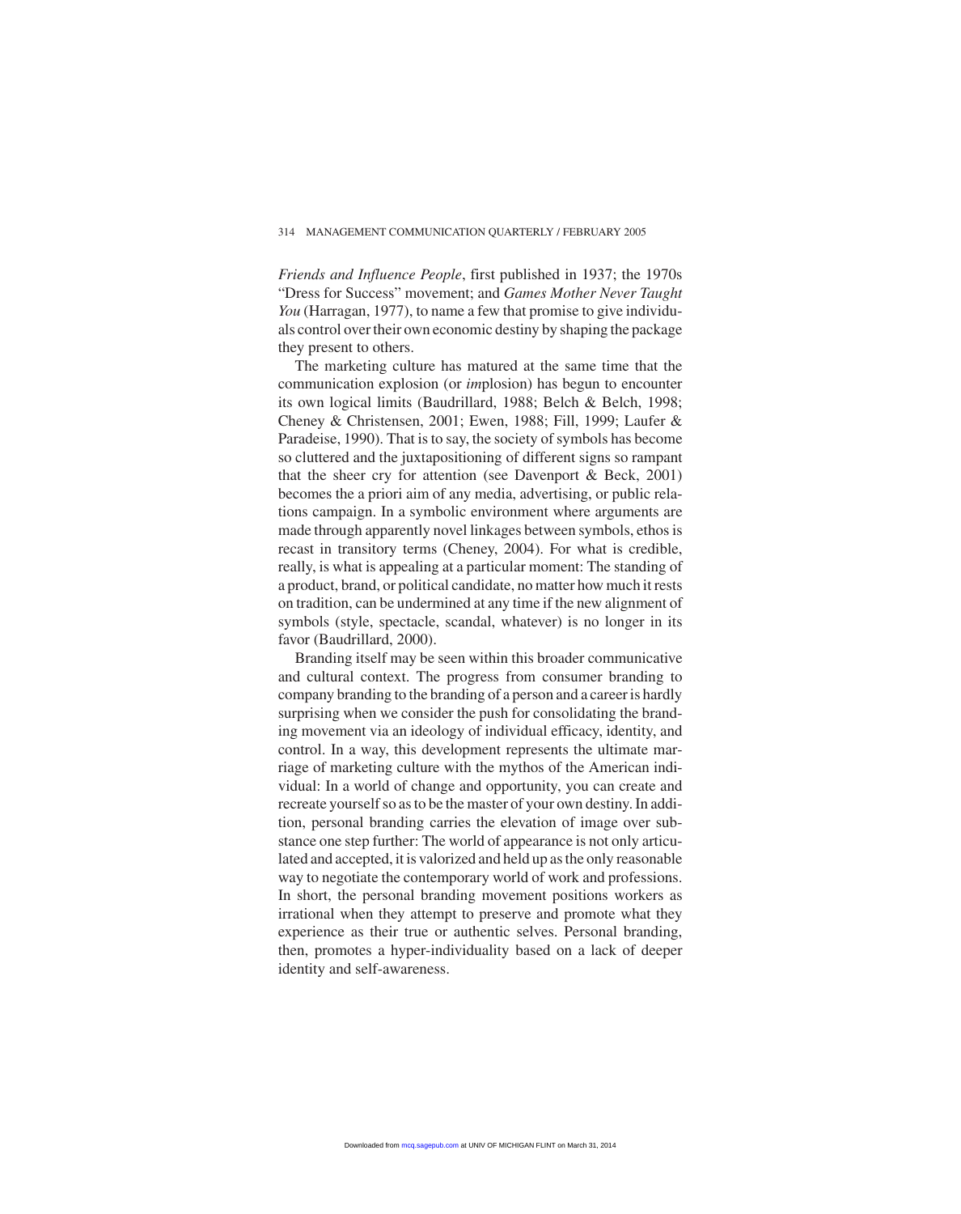*Friends and Influence People*, first published in 1937; the 1970s "Dress for Success" movement; and *Games Mother Never Taught You* (Harragan, 1977), to name a few that promise to give individuals control over their own economic destiny by shaping the package they present to others.

The marketing culture has matured at the same time that the communication explosion (or *im*plosion) has begun to encounter its own logical limits (Baudrillard, 1988; Belch & Belch, 1998; Cheney & Christensen, 2001; Ewen, 1988; Fill, 1999; Laufer & Paradeise, 1990). That is to say, the society of symbols has become so cluttered and the juxtapositioning of different signs so rampant that the sheer cry for attention (see Davenport & Beck, 2001) becomes the a priori aim of any media, advertising, or public relations campaign. In a symbolic environment where arguments are made through apparently novel linkages between symbols, ethos is recast in transitory terms (Cheney, 2004). For what is credible, really, is what is appealing at a particular moment: The standing of a product, brand, or political candidate, no matter how much it rests on tradition, can be undermined at any time if the new alignment of symbols (style, spectacle, scandal, whatever) is no longer in its favor (Baudrillard, 2000).

Branding itself may be seen within this broader communicative and cultural context. The progress from consumer branding to company branding to the branding of a person and a career is hardly surprising when we consider the push for consolidating the branding movement via an ideology of individual efficacy, identity, and control. In a way, this development represents the ultimate marriage of marketing culture with the mythos of the American individual: In a world of change and opportunity, you can create and recreate yourself so as to be the master of your own destiny. In addition, personal branding carries the elevation of image over substance one step further: The world of appearance is not only articulated and accepted, it is valorized and held up as the only reasonable way to negotiate the contemporary world of work and professions. In short, the personal branding movement positions workers as irrational when they attempt to preserve and promote what they experience as their true or authentic selves. Personal branding, then, promotes a hyper-individuality based on a lack of deeper identity and self-awareness.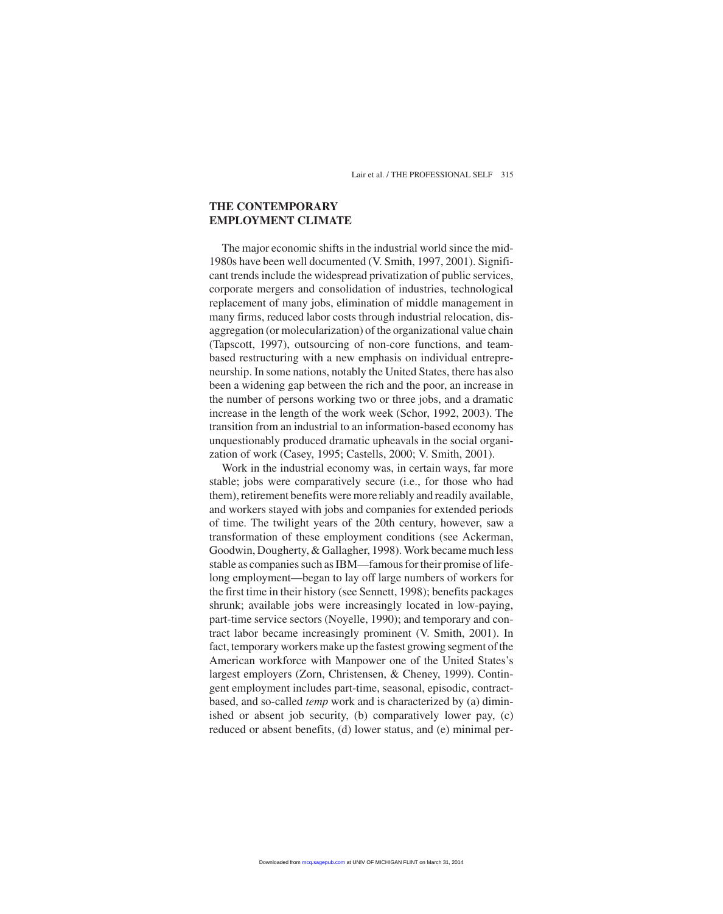## THE CONTEMPORARY EMPLOYMENT CLIMATE

The major economic shifts in the industrial world since the mid-1980s have been well documented (V. Smith, 1997, 2001). Significant trends include the widespread privatization of public services, corporate mergers and consolidation of industries, technological replacement of many jobs, elimination of middle management in many firms, reduced labor costs through industrial relocation, disaggregation (or molecularization) of the organizational value chain (Tapscott, 1997), outsourcing of non-core functions, and team-based restructuring with a new emphasis on individual entrepreneurship. In some nations, notably the United States, there has also been a widening gap between the rich and the poor, an increase in the number of persons working two or three jobs, and a dramatic increase in the length of the work week (Schor, 1992, 2003). The transition from an industrial to an information-based economy has unquestionably produced dramatic upheavals in the social organization of work (Casey, 1995; Castells, 2000; V. Smith, 2001).

Work in the industrial economy was, in certain ways, far more stable; jobs were comparatively secure (i.e., for those who had them), retirement benefits were more reliably and readily available, and workers stayed with jobs and companies for extended periods of time. The twilight years of the 20th century, however, saw a transformation of these employment conditions (see Ackerman, Goodwin, Dougherty, & Gallagher, 1998). Work became much less stable as companies such as IBM—famous for their promise of lifelong employment—began to lay off large numbers of workers for the first time in their history (see Sennett, 1998); benefits packages shrunk; available jobs were increasingly located in low-paying, part-time service sectors (Noyelle, 1990); and temporary and contract labor became increasingly prominent (V. Smith, 2001). In fact, temporary workers make up the fastest growing segment of the American workforce with Manpower one of the United States's largest employers (Zorn, Christensen, & Cheney, 1999). Contingent employment includes part-time, seasonal, episodic, contract-based, and so-called *temp* work and is characterized by (a) diminished or absent job security, (b) comparatively lower pay, (c) reduced or absent benefits, (d) lower status, and (e) minimal per-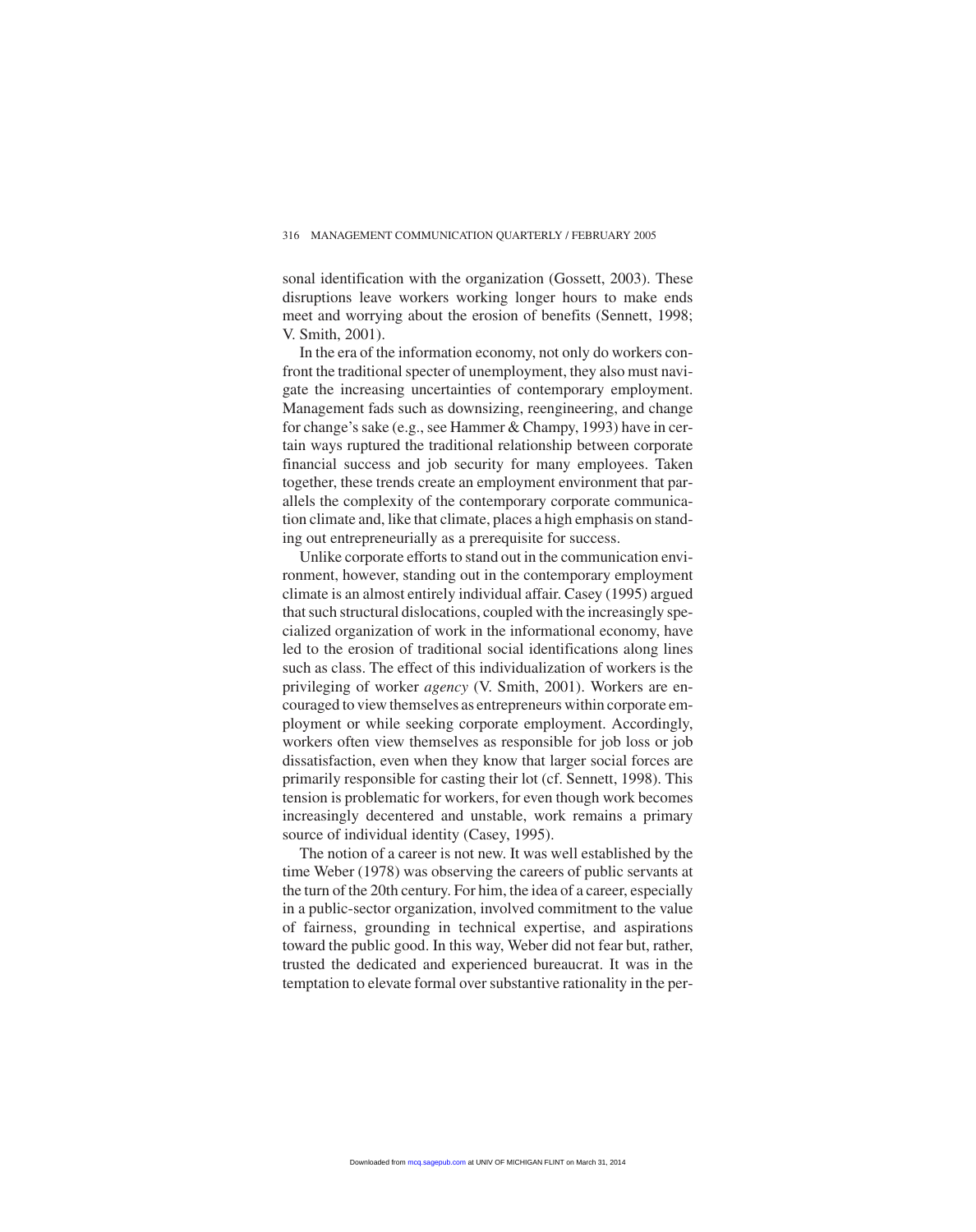sonal identification with the organization (Gossett, 2003). These disruptions leave workers working longer hours to make ends meet and worrying about the erosion of benefits (Sennett, 1998; V. Smith, 2001).

In the era of the information economy, not only do workers confront the traditional specter of unemployment, they also must navigate the increasing uncertainties of contemporary employment. Management fads such as downsizing, reengineering, and change for change's sake (e.g., see Hammer & Champy, 1993) have in certain ways ruptured the traditional relationship between corporate financial success and job security for many employees. Taken together, these trends create an employment environment that parallels the complexity of the contemporary corporate communication climate and, like that climate, places a high emphasis on standing out entrepreneurially as a prerequisite for success.

Unlike corporate efforts to stand out in the communication environment, however, standing out in the contemporary employment climate is an almost entirely individual affair. Casey (1995) argued that such structural dislocations, coupled with the increasingly specialized organization of work in the informational economy, have led to the erosion of traditional social identifications along lines such as class. The effect of this individualization of workers is the privileging of worker *agency* (V. Smith, 2001). Workers are encouraged to view themselves as entrepreneurs within corporate employment or while seeking corporate employment. Accordingly, workers often view themselves as responsible for job loss or job dissatisfaction, even when they know that larger social forces are primarily responsible for casting their lot (cf. Sennett, 1998). This tension is problematic for workers, for even though work becomes increasingly decentered and unstable, work remains a primary source of individual identity (Casey, 1995).

The notion of a career is not new. It was well established by the time Weber (1978) was observing the careers of public servants at the turn of the 20th century. For him, the idea of a career, especially in a public-sector organization, involved commitment to the value of fairness, grounding in technical expertise, and aspirations toward the public good. In this way, Weber did not fear but, rather, trusted the dedicated and experienced bureaucrat. It was in the temptation to elevate formal over substantive rationality in the per-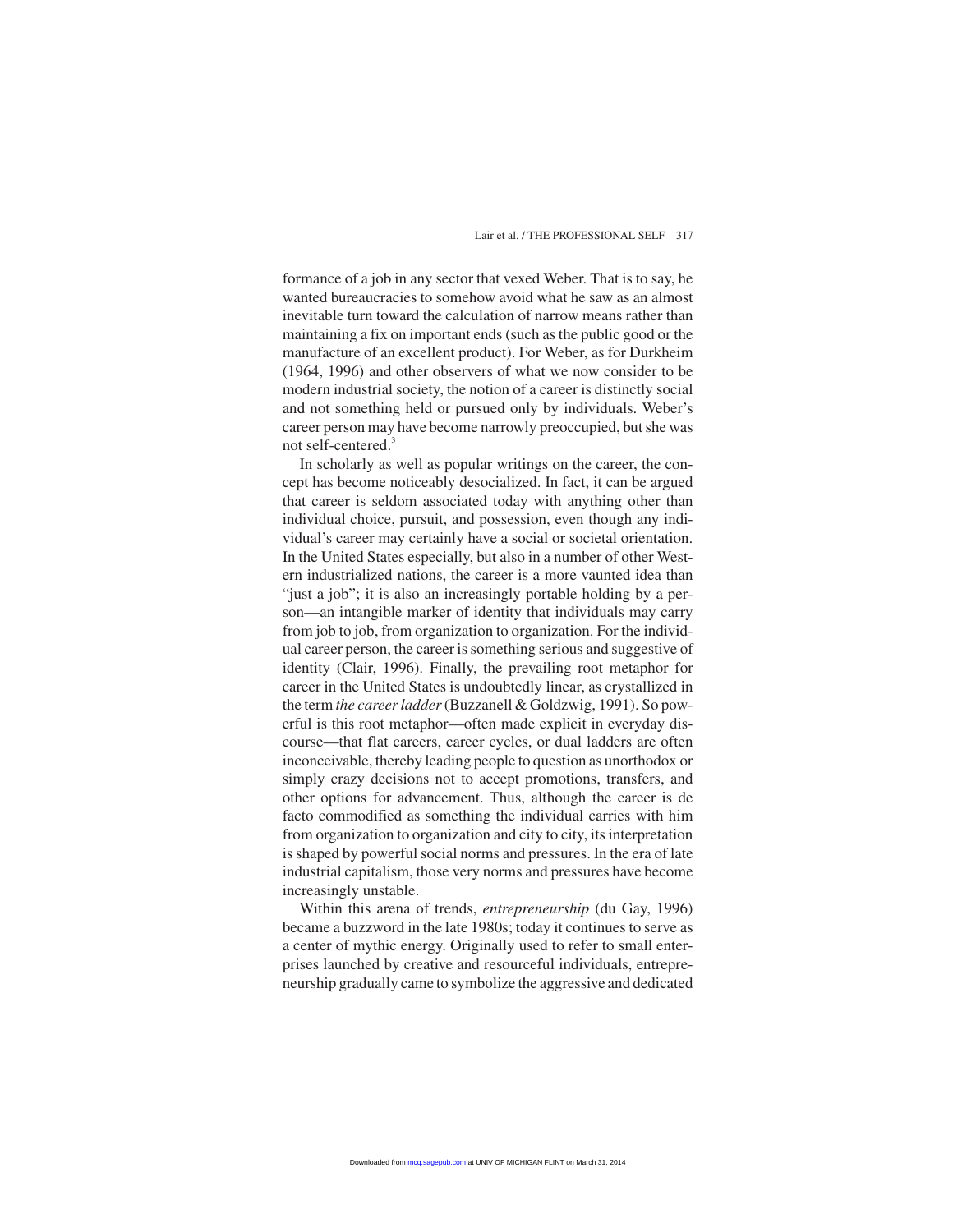formance of a job in any sector that vexed Weber. That is to say, he wanted bureaucracies to somehow avoid what he saw as an almost inevitable turn toward the calculation of narrow means rather than maintaining a fix on important ends (such as the public good or the manufacture of an excellent product). For Weber, as for Durkheim (1964, 1996) and other observers of what we now consider to be modern industrial society, the notion of a career is distinctly social and not something held or pursued only by individuals. Weber's career person may have become narrowly preoccupied, but she was not self-centered.[3]

In scholarly as well as popular writings on the career, the concept has become noticeably desocialized. In fact, it can be argued that career is seldom associated today with anything other than individual choice, pursuit, and possession, even though any individual's career may certainly have a social or societal orientation. In the United States especially, but also in a number of other Western industrialized nations, the career is a more vaunted idea than "just a job"; it is also an increasingly portable holding by a person—an intangible marker of identity that individuals may carry from job to job, from organization to organization. For the individual career person, the career is something serious and suggestive of identity (Clair, 1996). Finally, the prevailing root metaphor for career in the United States is undoubtedly linear, as crystallized in the term *the career ladder* (Buzzanell & Goldzwig, 1991). So powerful is this root metaphor—often made explicit in everyday discourse—that flat careers, career cycles, or dual ladders are often inconceivable, thereby leading people to question as unorthodox or simply crazy decisions not to accept promotions, transfers, and other options for advancement. Thus, although the career is de facto commodified as something the individual carries with him from organization to organization and city to city, its interpretation is shaped by powerful social norms and pressures. In the era of late industrial capitalism, those very norms and pressures have become increasingly unstable.

Within this arena of trends, *entrepreneurship* (du Gay, 1996) became a buzzword in the late 1980s; today it continues to serve as a center of mythic energy. Originally used to refer to small enterprises launched by creative and resourceful individuals, entrepreneurship gradually came to symbolize the aggressive and dedicated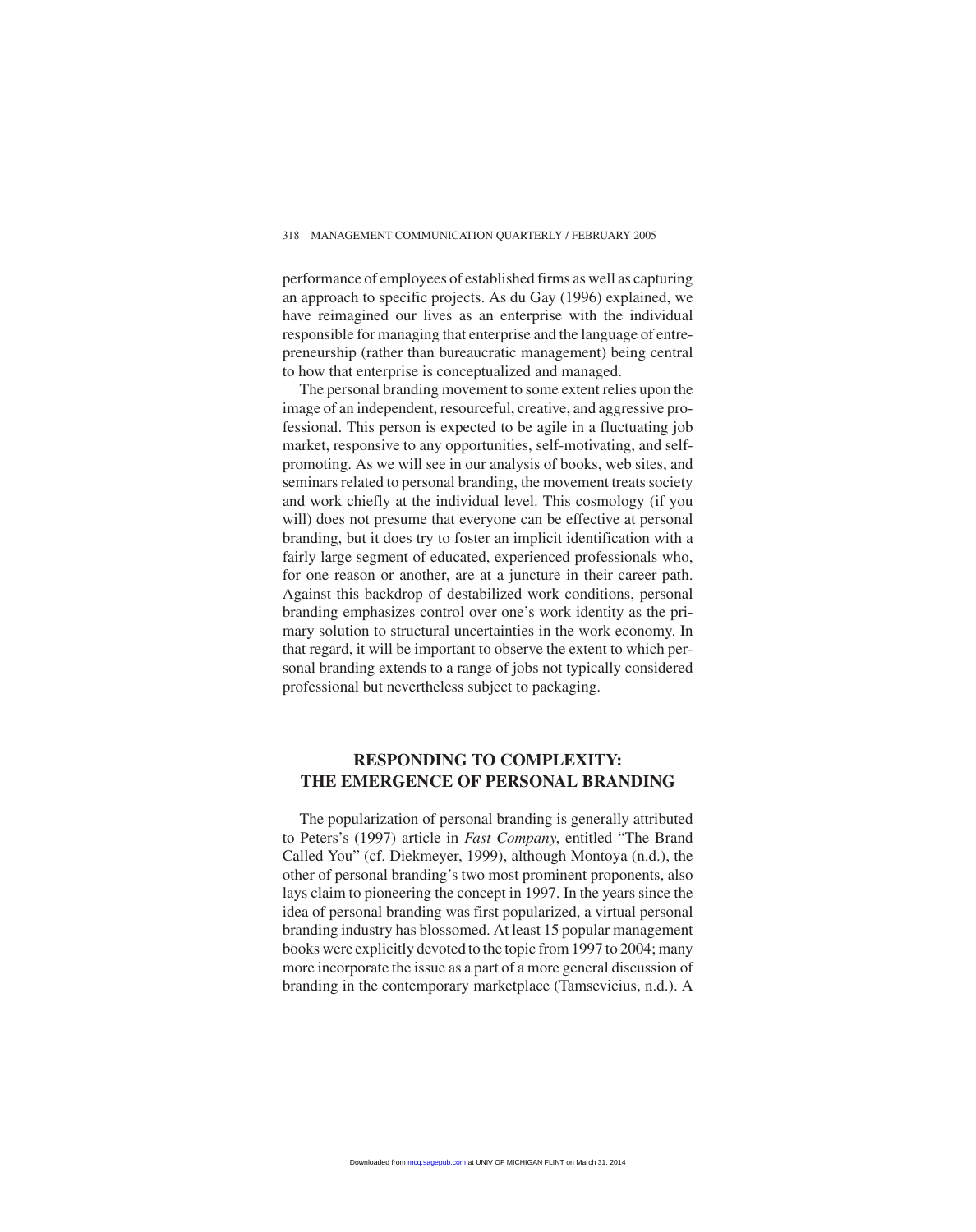performance of employees of established firms as well as capturing an approach to specific projects. As du Gay (1996) explained, we have reimagined our lives as an enterprise with the individual responsible for managing that enterprise and the language of entrepreneurship (rather than bureaucratic management) being central to how that enterprise is conceptualized and managed.

The personal branding movement to some extent relies upon the image of an independent, resourceful, creative, and aggressive professional. This person is expected to be agile in a fluctuating job market, responsive to any opportunities, self-motivating, and self-promoting. As we will see in our analysis of books, web sites, and seminars related to personal branding, the movement treats society and work chiefly at the individual level. This cosmology (if you will) does not presume that everyone can be effective at personal branding, but it does try to foster an implicit identification with a fairly large segment of educated, experienced professionals who, for one reason or another, are at a juncture in their career path. Against this backdrop of destabilized work conditions, personal branding emphasizes control over one's work identity as the primary solution to structural uncertainties in the work economy. In that regard, it will be important to observe the extent to which personal branding extends to a range of jobs not typically considered professional but nevertheless subject to packaging.

## RESPONDING TO COMPLEXITY: THE EMERGENCE OF PERSONAL BRANDING

The popularization of personal branding is generally attributed to Peters's (1997) article in *Fast Company*, entitled "The Brand Called You" (cf. Diekmeyer, 1999), although Montoya (n.d.), the other of personal branding's two most prominent proponents, also lays claim to pioneering the concept in 1997. In the years since the idea of personal branding was first popularized, a virtual personal branding industry has blossomed. At least 15 popular management books were explicitly devoted to the topic from 1997 to 2004; many more incorporate the issue as a part of a more general discussion of branding in the contemporary marketplace (Tamsevicius, n.d.). A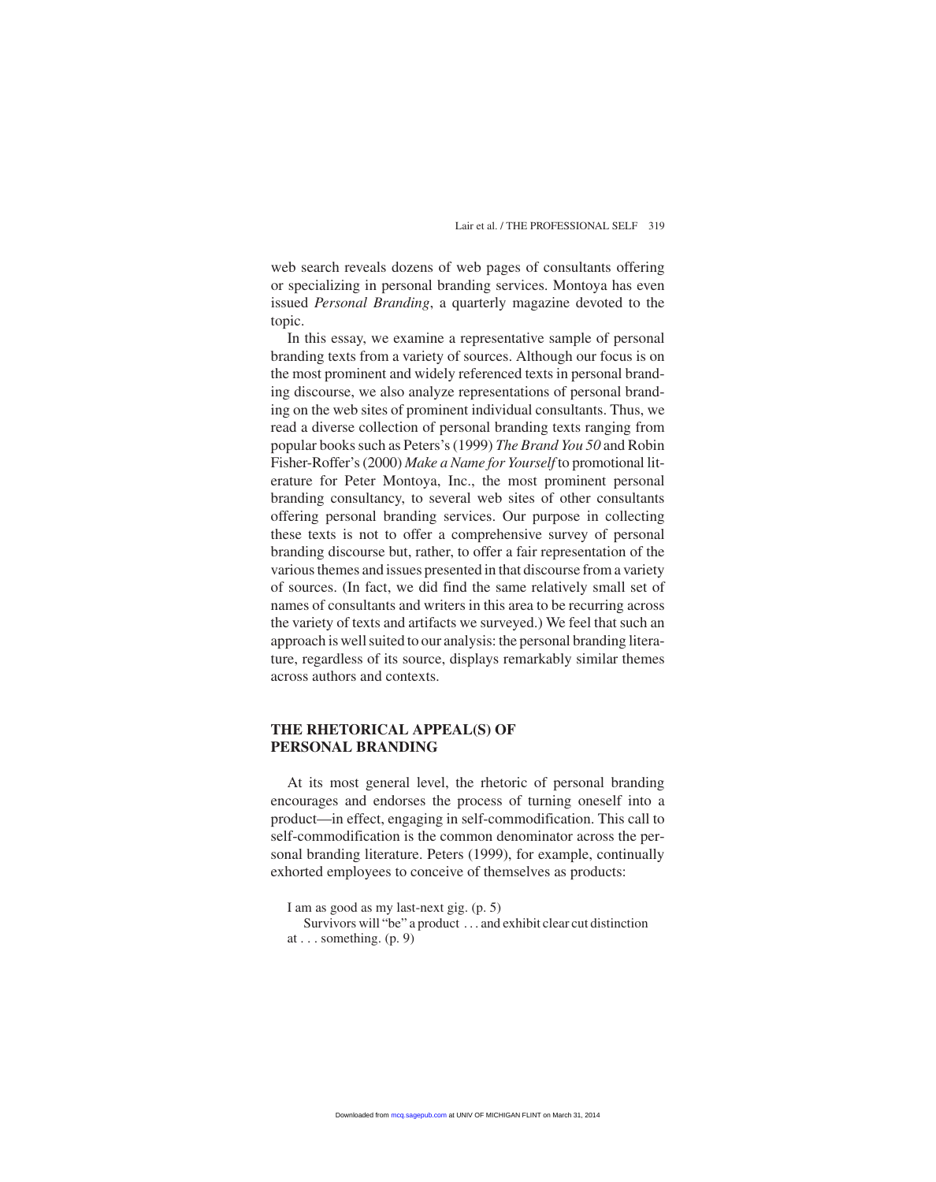web search reveals dozens of web pages of consultants offering or specializing in personal branding services. Montoya has even issued *Personal Branding*, a quarterly magazine devoted to the topic.

In this essay, we examine a representative sample of personal branding texts from a variety of sources. Although our focus is on the most prominent and widely referenced texts in personal branding discourse, we also analyze representations of personal branding on the web sites of prominent individual consultants. Thus, we read a diverse collection of personal branding texts ranging from popular books such as Peters's (1999) *The Brand You 50* and Robin Fisher-Roffer's (2000) *Make a Name for Yourself* to promotional literature for Peter Montoya, Inc., the most prominent personal branding consultancy, to several web sites of other consultants offering personal branding services. Our purpose in collecting these texts is not to offer a comprehensive survey of personal branding discourse but, rather, to offer a fair representation of the various themes and issues presented in that discourse from a variety of sources. (In fact, we did find the same relatively small set of names of consultants and writers in this area to be recurring across the variety of texts and artifacts we surveyed.) We feel that such an approach is well suited to our analysis: the personal branding literature, regardless of its source, displays remarkably similar themes across authors and contexts.

## THE RHETORICAL APPEAL(S) OF PERSONAL BRANDING

At its most general level, the rhetoric of personal branding encourages and endorses the process of turning oneself into a product—in effect, engaging in self-commodification. This call to self-commodification is the common denominator across the personal branding literature. Peters (1999), for example, continually exhorted employees to conceive of themselves as products:

> I am as good as my last-next gig. (p. 5)
>
> Survivors will "be" a product . . . and exhibit clear cut distinction at . . . something. (p. 9)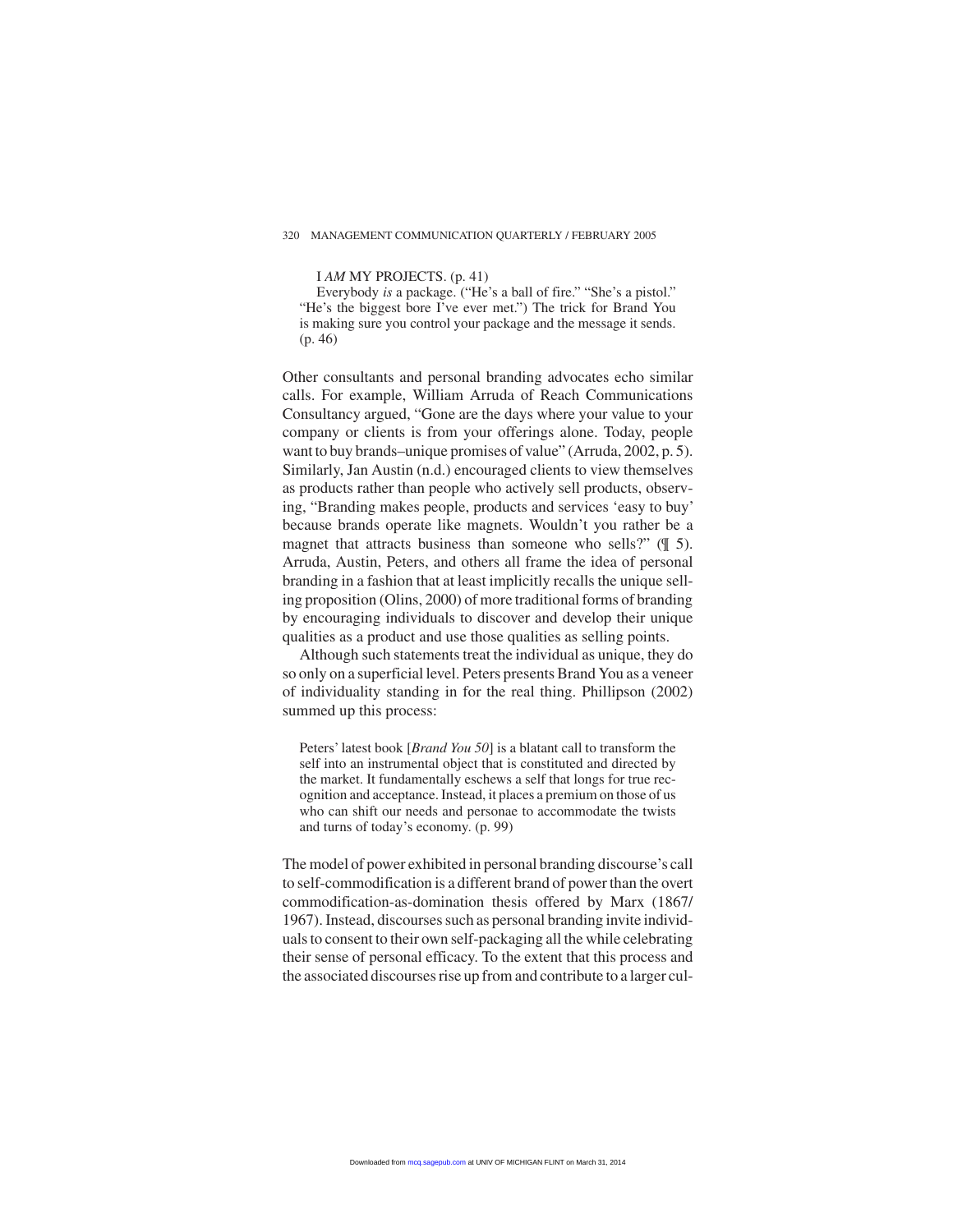> I *AM* MY PROJECTS. (p. 41)
>
> Everybody *is* a package. ("He's a ball of fire." "She's a pistol." "He's the biggest bore I've ever met.") The trick for Brand You is making sure you control your package and the message it sends. (p. 46)

Other consultants and personal branding advocates echo similar calls. For example, William Arruda of Reach Communications Consultancy argued, "Gone are the days where your value to your company or clients is from your offerings alone. Today, people want to buy brands–unique promises of value" (Arruda, 2002, p. 5). Similarly, Jan Austin (n.d.) encouraged clients to view themselves as products rather than people who actively sell products, observing, "Branding makes people, products and services 'easy to buy' because brands operate like magnets. Wouldn't you rather be a magnet that attracts business than someone who sells?" (¶ 5). Arruda, Austin, Peters, and others all frame the idea of personal branding in a fashion that at least implicitly recalls the unique selling proposition (Olins, 2000) of more traditional forms of branding by encouraging individuals to discover and develop their unique qualities as a product and use those qualities as selling points.

Although such statements treat the individual as unique, they do so only on a superficial level. Peters presents Brand You as a veneer of individuality standing in for the real thing. Phillipson (2002) summed up this process:

> Peters' latest book [*Brand You 50*] is a blatant call to transform the self into an instrumental object that is constituted and directed by the market. It fundamentally eschews a self that longs for true recognition and acceptance. Instead, it places a premium on those of us who can shift our needs and personae to accommodate the twists and turns of today's economy. (p. 99)

The model of power exhibited in personal branding discourse's call to self-commodification is a different brand of power than the overt commodification-as-domination thesis offered by Marx (1867/1967). Instead, discourses such as personal branding invite individuals to consent to their own self-packaging all the while celebrating their sense of personal efficacy. To the extent that this process and the associated discourses rise up from and contribute to a larger cul-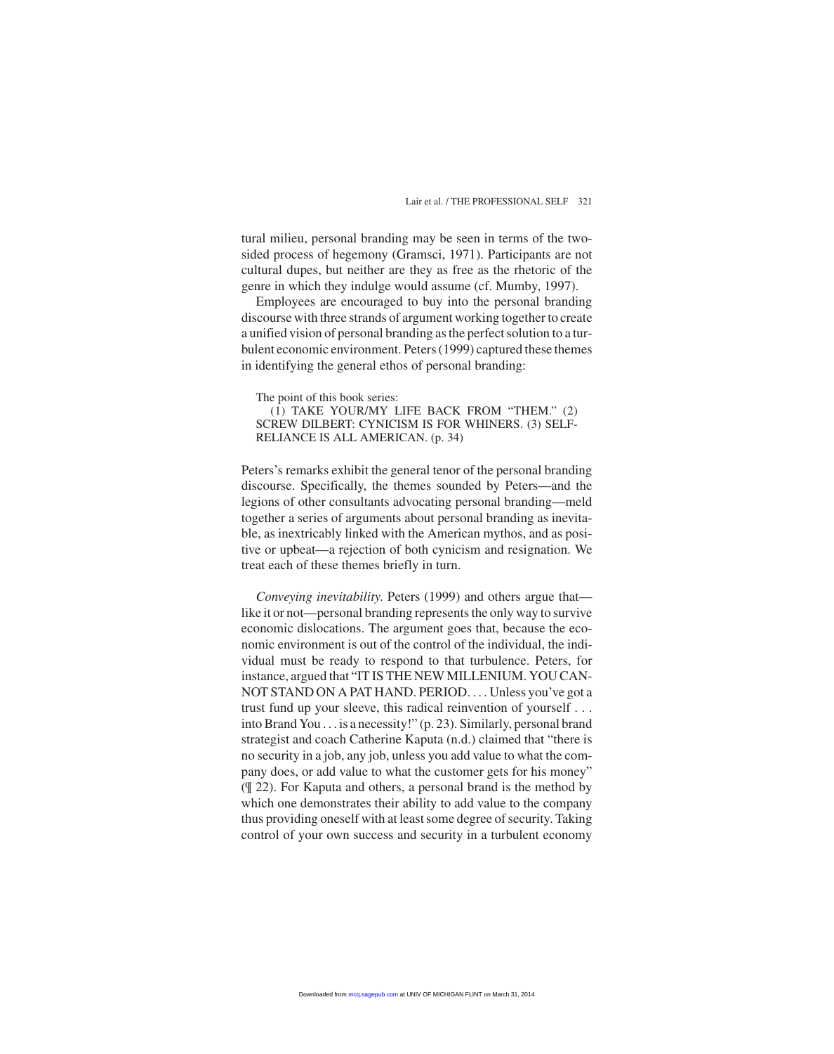tural milieu, personal branding may be seen in terms of the two-sided process of hegemony (Gramsci, 1971). Participants are not cultural dupes, but neither are they as free as the rhetoric of the genre in which they indulge would assume (cf. Mumby, 1997).

Employees are encouraged to buy into the personal branding discourse with three strands of argument working together to create a unified vision of personal branding as the perfect solution to a turbulent economic environment. Peters (1999) captured these themes in identifying the general ethos of personal branding:

> The point of this book series:
> (1) TAKE YOUR/MY LIFE BACK FROM "THEM." (2) SCREW DILBERT: CYNICISM IS FOR WHINERS. (3) SELF-RELIANCE IS ALL AMERICAN. (p. 34)

Peters's remarks exhibit the general tenor of the personal branding discourse. Specifically, the themes sounded by Peters—and the legions of other consultants advocating personal branding—meld together a series of arguments about personal branding as inevitable, as inextricably linked with the American mythos, and as positive or upbeat—a rejection of both cynicism and resignation. We treat each of these themes briefly in turn.

*Conveying inevitability.* Peters (1999) and others argue that—like it or not—personal branding represents the only way to survive economic dislocations. The argument goes that, because the economic environment is out of the control of the individual, the individual must be ready to respond to that turbulence. Peters, for instance, argued that "IT IS THE NEW MILLENIUM. YOU CANNOT STAND ON A PAT HAND. PERIOD. . . . Unless you've got a trust fund up your sleeve, this radical reinvention of yourself . . . into Brand You . . . is a necessity!" (p. 23). Similarly, personal brand strategist and coach Catherine Kaputa (n.d.) claimed that "there is no security in a job, any job, unless you add value to what the company does, or add value to what the customer gets for his money" (¶ 22). For Kaputa and others, a personal brand is the method by which one demonstrates their ability to add value to the company thus providing oneself with at least some degree of security. Taking control of your own success and security in a turbulent economy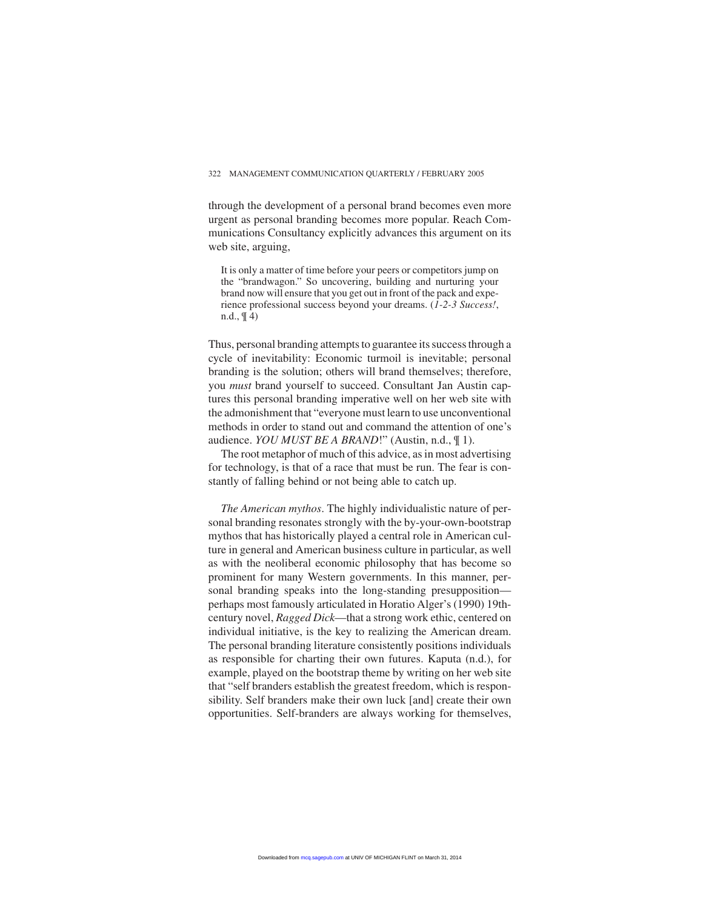through the development of a personal brand becomes even more urgent as personal branding becomes more popular. Reach Communications Consultancy explicitly advances this argument on its web site, arguing,

> It is only a matter of time before your peers or competitors jump on the "brandwagon." So uncovering, building and nurturing your brand now will ensure that you get out in front of the pack and experience professional success beyond your dreams. (*1-2-3 Success!*, n.d., ¶ 4)

Thus, personal branding attempts to guarantee its success through a cycle of inevitability: Economic turmoil is inevitable; personal branding is the solution; others will brand themselves; therefore, you *must* brand yourself to succeed. Consultant Jan Austin captures this personal branding imperative well on her web site with the admonishment that "everyone must learn to use unconventional methods in order to stand out and command the attention of one's audience. *YOU MUST BE A BRAND*!" (Austin, n.d., ¶ 1).

The root metaphor of much of this advice, as in most advertising for technology, is that of a race that must be run. The fear is constantly of falling behind or not being able to catch up.

*The American mythos*. The highly individualistic nature of personal branding resonates strongly with the by-your-own-bootstrap mythos that has historically played a central role in American culture in general and American business culture in particular, as well as with the neoliberal economic philosophy that has become so prominent for many Western governments. In this manner, personal branding speaks into the long-standing presupposition—perhaps most famously articulated in Horatio Alger's (1990) 19th-century novel, *Ragged Dick*—that a strong work ethic, centered on individual initiative, is the key to realizing the American dream. The personal branding literature consistently positions individuals as responsible for charting their own futures. Kaputa (n.d.), for example, played on the bootstrap theme by writing on her web site that "self branders establish the greatest freedom, which is responsibility. Self branders make their own luck [and] create their own opportunities. Self-branders are always working for themselves,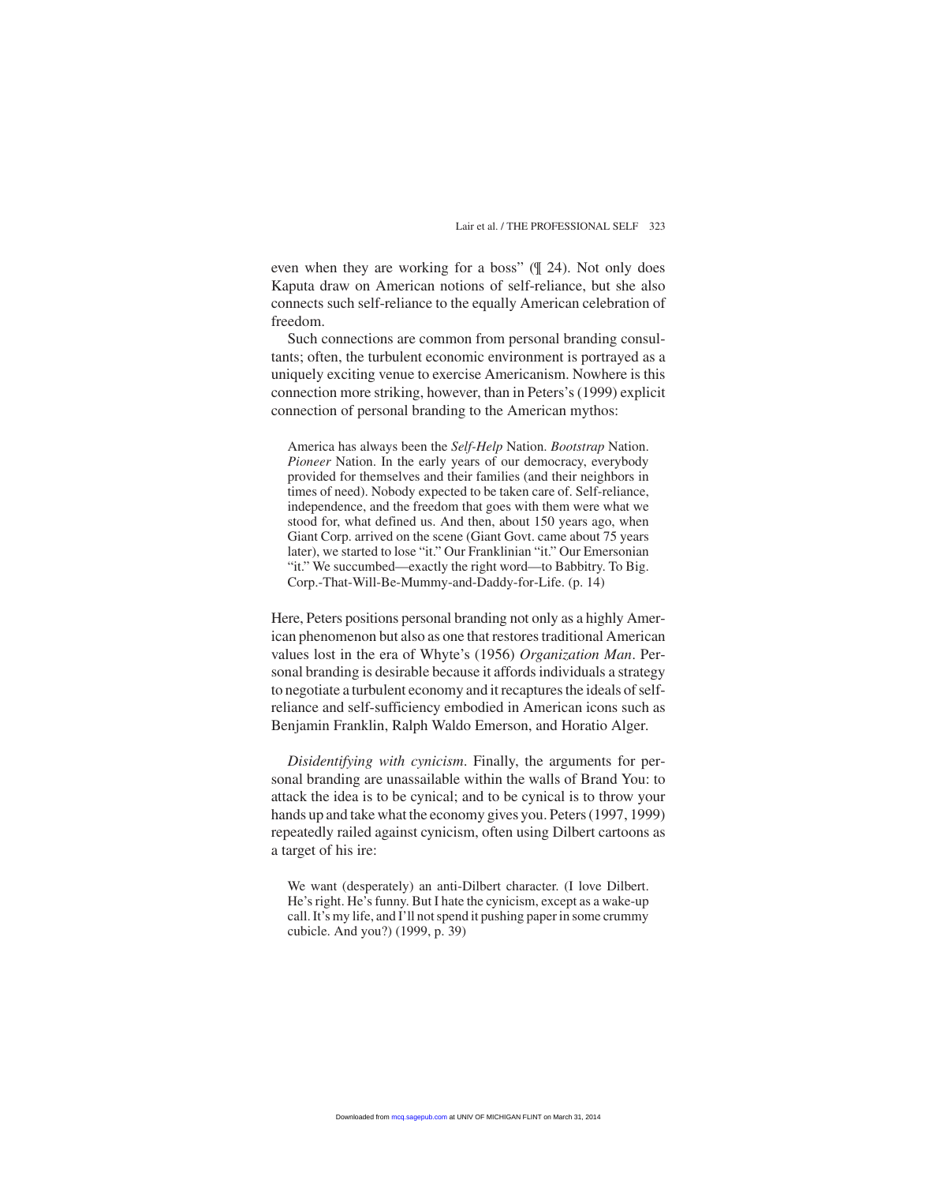even when they are working for a boss" (¶ 24). Not only does Kaputa draw on American notions of self-reliance, but she also connects such self-reliance to the equally American celebration of freedom.

Such connections are common from personal branding consultants; often, the turbulent economic environment is portrayed as a uniquely exciting venue to exercise Americanism. Nowhere is this connection more striking, however, than in Peters's (1999) explicit connection of personal branding to the American mythos:

> America has always been the *Self-Help* Nation. *Bootstrap* Nation. *Pioneer* Nation. In the early years of our democracy, everybody provided for themselves and their families (and their neighbors in times of need). Nobody expected to be taken care of. Self-reliance, independence, and the freedom that goes with them were what we stood for, what defined us. And then, about 150 years ago, when Giant Corp. arrived on the scene (Giant Govt. came about 75 years later), we started to lose "it." Our Franklinian "it." Our Emersonian "it." We succumbed—exactly the right word—to Babbitry. To Big. Corp.-That-Will-Be-Mummy-and-Daddy-for-Life. (p. 14)

Here, Peters positions personal branding not only as a highly American phenomenon but also as one that restores traditional American values lost in the era of Whyte's (1956) *Organization Man*. Personal branding is desirable because it affords individuals a strategy to negotiate a turbulent economy and it recaptures the ideals of self-reliance and self-sufficiency embodied in American icons such as Benjamin Franklin, Ralph Waldo Emerson, and Horatio Alger.

*Disidentifying with cynicism*. Finally, the arguments for personal branding are unassailable within the walls of Brand You: to attack the idea is to be cynical; and to be cynical is to throw your hands up and take what the economy gives you. Peters (1997, 1999) repeatedly railed against cynicism, often using Dilbert cartoons as a target of his ire:

> We want (desperately) an anti-Dilbert character. (I love Dilbert. He's right. He's funny. But I hate the cynicism, except as a wake-up call. It's my life, and I'll not spend it pushing paper in some crummy cubicle. And you?) (1999, p. 39)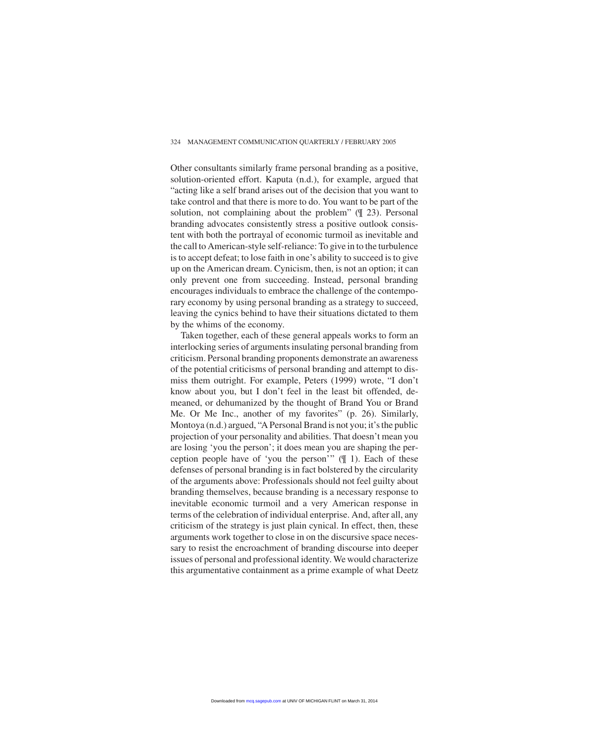Other consultants similarly frame personal branding as a positive, solution-oriented effort. Kaputa (n.d.), for example, argued that "acting like a self brand arises out of the decision that you want to take control and that there is more to do. You want to be part of the solution, not complaining about the problem" (¶ 23). Personal branding advocates consistently stress a positive outlook consistent with both the portrayal of economic turmoil as inevitable and the call to American-style self-reliance: To give in to the turbulence is to accept defeat; to lose faith in one's ability to succeed is to give up on the American dream. Cynicism, then, is not an option; it can only prevent one from succeeding. Instead, personal branding encourages individuals to embrace the challenge of the contemporary economy by using personal branding as a strategy to succeed, leaving the cynics behind to have their situations dictated to them by the whims of the economy.

Taken together, each of these general appeals works to form an interlocking series of arguments insulating personal branding from criticism. Personal branding proponents demonstrate an awareness of the potential criticisms of personal branding and attempt to dismiss them outright. For example, Peters (1999) wrote, "I don't know about you, but I don't feel in the least bit offended, demeaned, or dehumanized by the thought of Brand You or Brand Me. Or Me Inc., another of my favorites" (p. 26). Similarly, Montoya (n.d.) argued, "A Personal Brand is not you; it's the public projection of your personality and abilities. That doesn't mean you are losing 'you the person'; it does mean you are shaping the perception people have of 'you the person'" (¶ 1). Each of these defenses of personal branding is in fact bolstered by the circularity of the arguments above: Professionals should not feel guilty about branding themselves, because branding is a necessary response to inevitable economic turmoil and a very American response in terms of the celebration of individual enterprise. And, after all, any criticism of the strategy is just plain cynical. In effect, then, these arguments work together to close in on the discursive space necessary to resist the encroachment of branding discourse into deeper issues of personal and professional identity. We would characterize this argumentative containment as a prime example of what Deetz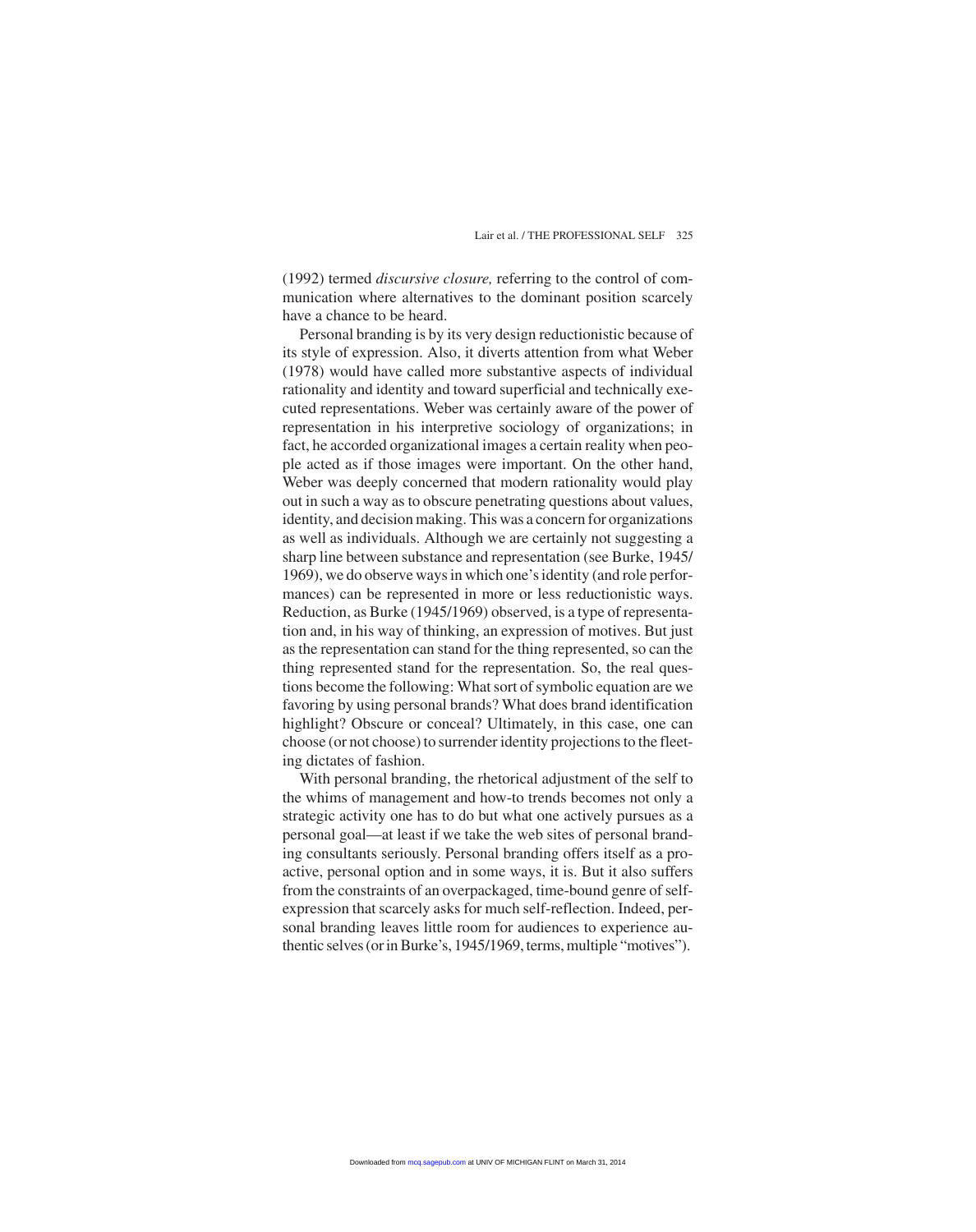(1992) termed *discursive closure,* referring to the control of communication where alternatives to the dominant position scarcely have a chance to be heard.

Personal branding is by its very design reductionistic because of its style of expression. Also, it diverts attention from what Weber (1978) would have called more substantive aspects of individual rationality and identity and toward superficial and technically executed representations. Weber was certainly aware of the power of representation in his interpretive sociology of organizations; in fact, he accorded organizational images a certain reality when people acted as if those images were important. On the other hand, Weber was deeply concerned that modern rationality would play out in such a way as to obscure penetrating questions about values, identity, and decision making. This was a concern for organizations as well as individuals. Although we are certainly not suggesting a sharp line between substance and representation (see Burke, 1945/1969), we do observe ways in which one's identity (and role performances) can be represented in more or less reductionistic ways. Reduction, as Burke (1945/1969) observed, is a type of representation and, in his way of thinking, an expression of motives. But just as the representation can stand for the thing represented, so can the thing represented stand for the representation. So, the real questions become the following: What sort of symbolic equation are we favoring by using personal brands? What does brand identification highlight? Obscure or conceal? Ultimately, in this case, one can choose (or not choose) to surrender identity projections to the fleeting dictates of fashion.

With personal branding, the rhetorical adjustment of the self to the whims of management and how-to trends becomes not only a strategic activity one has to do but what one actively pursues as a personal goal—at least if we take the web sites of personal branding consultants seriously. Personal branding offers itself as a proactive, personal option and in some ways, it is. But it also suffers from the constraints of an overpackaged, time-bound genre of self-expression that scarcely asks for much self-reflection. Indeed, personal branding leaves little room for audiences to experience authentic selves (or in Burke's, 1945/1969, terms, multiple "motives").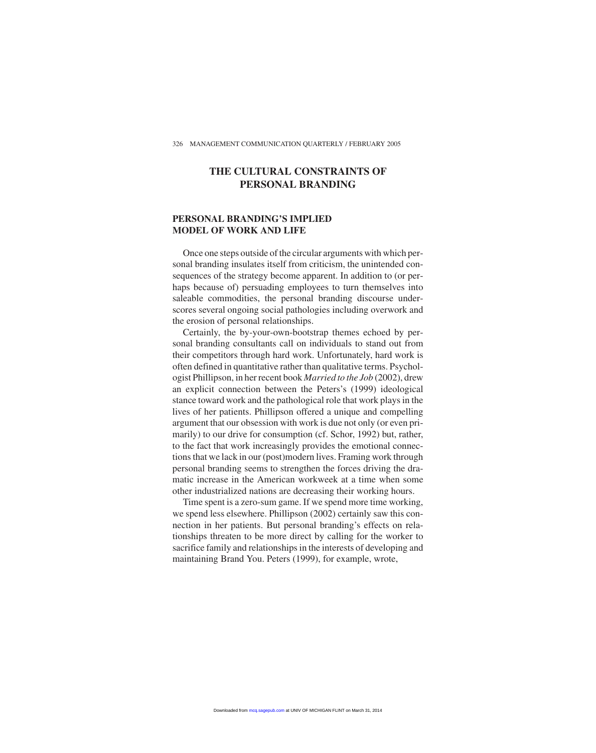## THE CULTURAL CONSTRAINTS OF PERSONAL BRANDING

### PERSONAL BRANDING'S IMPLIED MODEL OF WORK AND LIFE

Once one steps outside of the circular arguments with which personal branding insulates itself from criticism, the unintended consequences of the strategy become apparent. In addition to (or perhaps because of) persuading employees to turn themselves into saleable commodities, the personal branding discourse underscores several ongoing social pathologies including overwork and the erosion of personal relationships.

Certainly, the by-your-own-bootstrap themes echoed by personal branding consultants call on individuals to stand out from their competitors through hard work. Unfortunately, hard work is often defined in quantitative rather than qualitative terms. Psychologist Phillipson, in her recent book *Married to the Job* (2002), drew an explicit connection between the Peters's (1999) ideological stance toward work and the pathological role that work plays in the lives of her patients. Phillipson offered a unique and compelling argument that our obsession with work is due not only (or even primarily) to our drive for consumption (cf. Schor, 1992) but, rather, to the fact that work increasingly provides the emotional connections that we lack in our (post)modern lives. Framing work through personal branding seems to strengthen the forces driving the dramatic increase in the American workweek at a time when some other industrialized nations are decreasing their working hours.

Time spent is a zero-sum game. If we spend more time working, we spend less elsewhere. Phillipson (2002) certainly saw this connection in her patients. But personal branding's effects on relationships threaten to be more direct by calling for the worker to sacrifice family and relationships in the interests of developing and maintaining Brand You. Peters (1999), for example, wrote,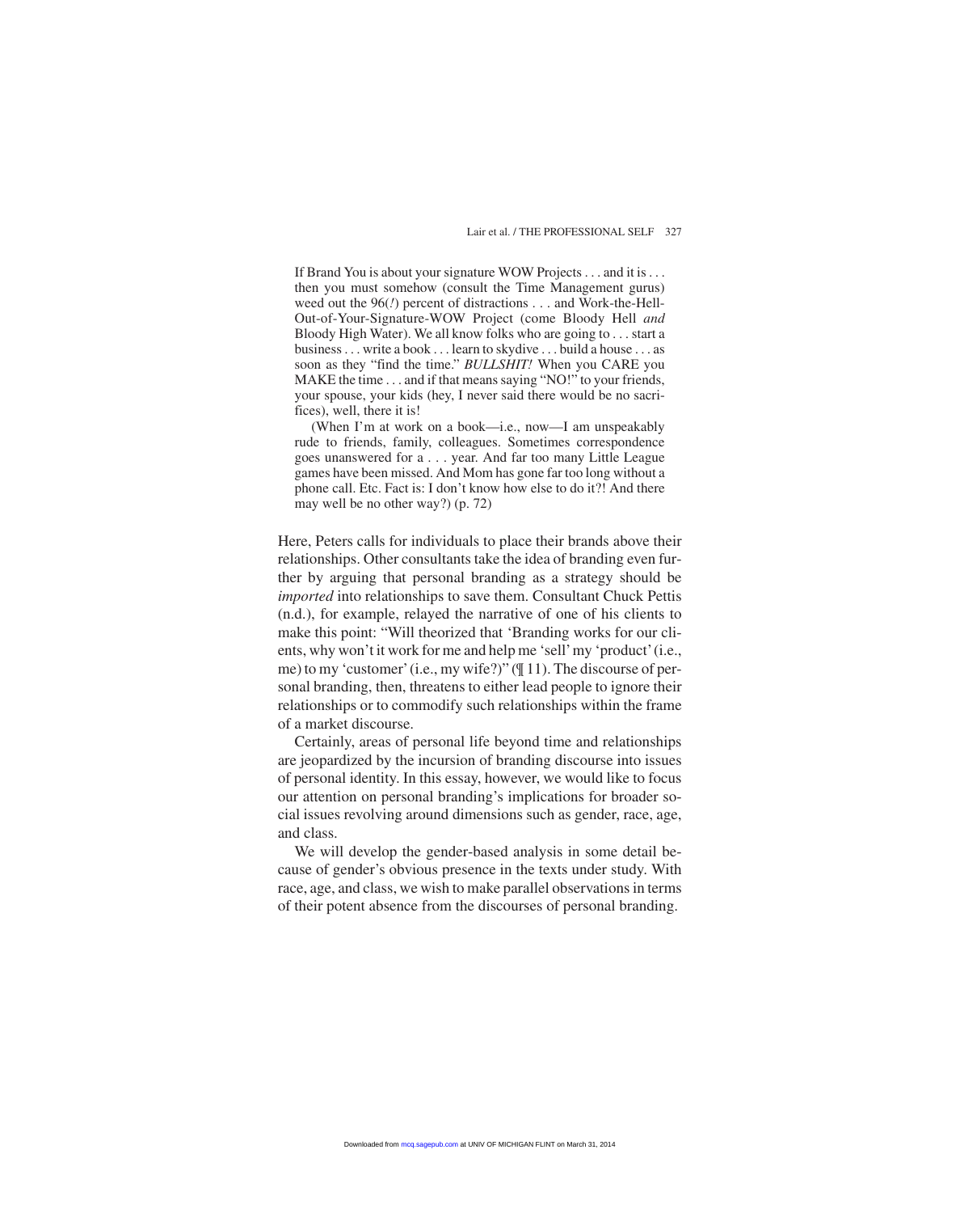> If Brand You is about your signature WOW Projects . . . and it is . . . then you must somehow (consult the Time Management gurus) weed out the 96(*!*) percent of distractions . . . and Work-the-Hell-Out-of-Your-Signature-WOW Project (come Bloody Hell *and* Bloody High Water). We all know folks who are going to . . . start a business . . . write a book . . . learn to skydive . . . build a house . . . as soon as they "find the time." *BULLSHIT!* When you CARE you MAKE the time . . . and if that means saying "NO!" to your friends, your spouse, your kids (hey, I never said there would be no sacrifices), well, there it is!
>
> (When I'm at work on a book—i.e., now—I am unspeakably rude to friends, family, colleagues. Sometimes correspondence goes unanswered for a . . . year. And far too many Little League games have been missed. And Mom has gone far too long without a phone call. Etc. Fact is: I don't know how else to do it?! And there may well be no other way?) (p. 72)

Here, Peters calls for individuals to place their brands above their relationships. Other consultants take the idea of branding even further by arguing that personal branding as a strategy should be *imported* into relationships to save them. Consultant Chuck Pettis (n.d.), for example, relayed the narrative of one of his clients to make this point: "Will theorized that 'Branding works for our clients, why won't it work for me and help me 'sell' my 'product' (i.e., me) to my 'customer' (i.e., my wife?)" (¶ 11). The discourse of personal branding, then, threatens to either lead people to ignore their relationships or to commodify such relationships within the frame of a market discourse.

Certainly, areas of personal life beyond time and relationships are jeopardized by the incursion of branding discourse into issues of personal identity. In this essay, however, we would like to focus our attention on personal branding's implications for broader social issues revolving around dimensions such as gender, race, age, and class.

We will develop the gender-based analysis in some detail because of gender's obvious presence in the texts under study. With race, age, and class, we wish to make parallel observations in terms of their potent absence from the discourses of personal branding.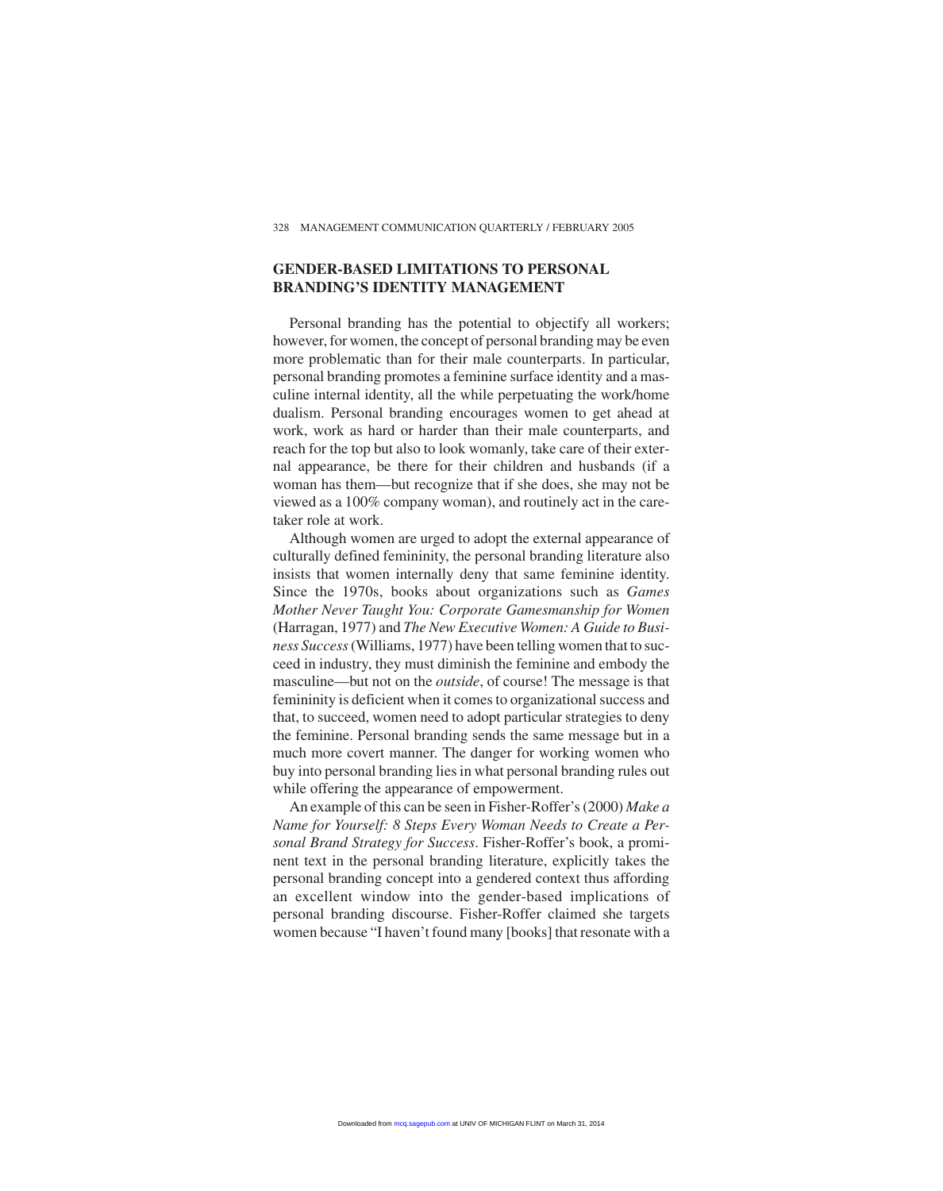## GENDER-BASED LIMITATIONS TO PERSONAL BRANDING'S IDENTITY MANAGEMENT

Personal branding has the potential to objectify all workers; however, for women, the concept of personal branding may be even more problematic than for their male counterparts. In particular, personal branding promotes a feminine surface identity and a masculine internal identity, all the while perpetuating the work/home dualism. Personal branding encourages women to get ahead at work, work as hard or harder than their male counterparts, and reach for the top but also to look womanly, take care of their external appearance, be there for their children and husbands (if a woman has them—but recognize that if she does, she may not be viewed as a 100% company woman), and routinely act in the caretaker role at work.

Although women are urged to adopt the external appearance of culturally defined femininity, the personal branding literature also insists that women internally deny that same feminine identity. Since the 1970s, books about organizations such as *Games Mother Never Taught You: Corporate Gamesmanship for Women* (Harragan, 1977) and *The New Executive Women: A Guide to Business Success* (Williams, 1977) have been telling women that to succeed in industry, they must diminish the feminine and embody the masculine—but not on the *outside*, of course! The message is that femininity is deficient when it comes to organizational success and that, to succeed, women need to adopt particular strategies to deny the feminine. Personal branding sends the same message but in a much more covert manner. The danger for working women who buy into personal branding lies in what personal branding rules out while offering the appearance of empowerment.

An example of this can be seen in Fisher-Roffer's (2000) *Make a Name for Yourself: 8 Steps Every Woman Needs to Create a Personal Brand Strategy for Success*. Fisher-Roffer's book, a prominent text in the personal branding literature, explicitly takes the personal branding concept into a gendered context thus affording an excellent window into the gender-based implications of personal branding discourse. Fisher-Roffer claimed she targets women because "I haven't found many [books] that resonate with a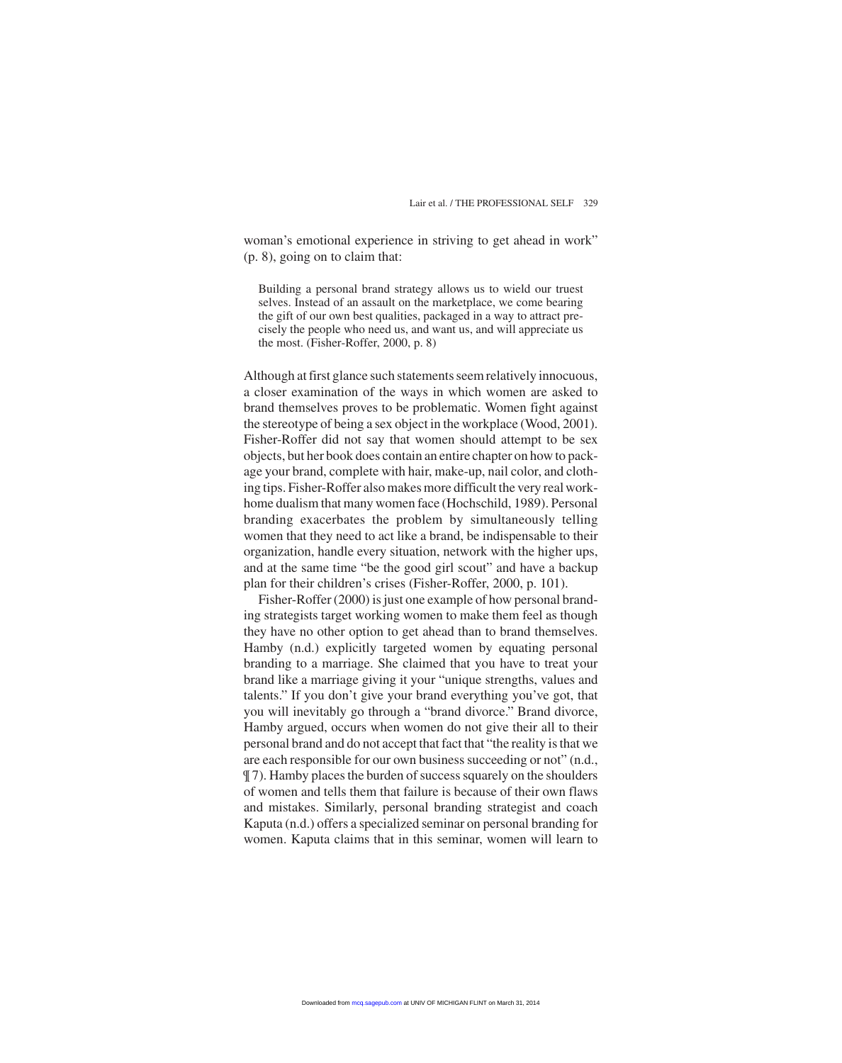woman's emotional experience in striving to get ahead in work" (p. 8), going on to claim that:

> Building a personal brand strategy allows us to wield our truest selves. Instead of an assault on the marketplace, we come bearing the gift of our own best qualities, packaged in a way to attract precisely the people who need us, and want us, and will appreciate us the most. (Fisher-Roffer, 2000, p. 8)

Although at first glance such statements seem relatively innocuous, a closer examination of the ways in which women are asked to brand themselves proves to be problematic. Women fight against the stereotype of being a sex object in the workplace (Wood, 2001). Fisher-Roffer did not say that women should attempt to be sex objects, but her book does contain an entire chapter on how to package your brand, complete with hair, make-up, nail color, and clothing tips. Fisher-Roffer also makes more difficult the very real work-home dualism that many women face (Hochschild, 1989). Personal branding exacerbates the problem by simultaneously telling women that they need to act like a brand, be indispensable to their organization, handle every situation, network with the higher ups, and at the same time "be the good girl scout" and have a backup plan for their children's crises (Fisher-Roffer, 2000, p. 101).

Fisher-Roffer (2000) is just one example of how personal branding strategists target working women to make them feel as though they have no other option to get ahead than to brand themselves. Hamby (n.d.) explicitly targeted women by equating personal branding to a marriage. She claimed that you have to treat your brand like a marriage giving it your "unique strengths, values and talents." If you don't give your brand everything you've got, that you will inevitably go through a "brand divorce." Brand divorce, Hamby argued, occurs when women do not give their all to their personal brand and do not accept that fact that "the reality is that we are each responsible for our own business succeeding or not" (n.d., ¶ 7). Hamby places the burden of success squarely on the shoulders of women and tells them that failure is because of their own flaws and mistakes. Similarly, personal branding strategist and coach Kaputa (n.d.) offers a specialized seminar on personal branding for women. Kaputa claims that in this seminar, women will learn to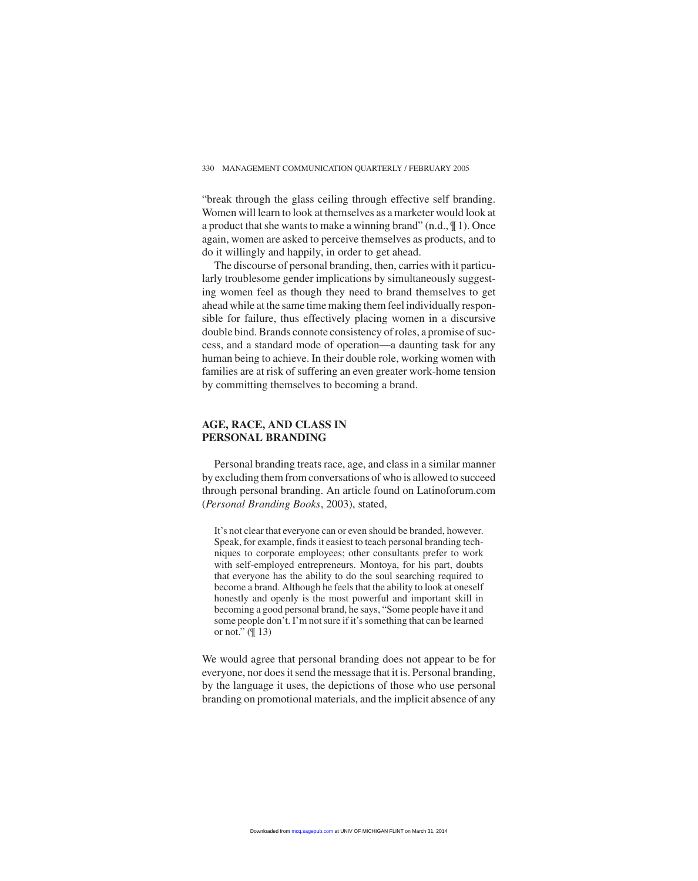"break through the glass ceiling through effective self branding. Women will learn to look at themselves as a marketer would look at a product that she wants to make a winning brand" (n.d., ¶ 1). Once again, women are asked to perceive themselves as products, and to do it willingly and happily, in order to get ahead.

The discourse of personal branding, then, carries with it particularly troublesome gender implications by simultaneously suggesting women feel as though they need to brand themselves to get ahead while at the same time making them feel individually responsible for failure, thus effectively placing women in a discursive double bind. Brands connote consistency of roles, a promise of success, and a standard mode of operation—a daunting task for any human being to achieve. In their double role, working women with families are at risk of suffering an even greater work-home tension by committing themselves to becoming a brand.

## AGE, RACE, AND CLASS IN PERSONAL BRANDING

Personal branding treats race, age, and class in a similar manner by excluding them from conversations of who is allowed to succeed through personal branding. An article found on Latinoforum.com (*Personal Branding Books*, 2003), stated,

> It's not clear that everyone can or even should be branded, however. Speak, for example, finds it easiest to teach personal branding techniques to corporate employees; other consultants prefer to work with self-employed entrepreneurs. Montoya, for his part, doubts that everyone has the ability to do the soul searching required to become a brand. Although he feels that the ability to look at oneself honestly and openly is the most powerful and important skill in becoming a good personal brand, he says, "Some people have it and some people don't. I'm not sure if it's something that can be learned or not." (¶ 13)

We would agree that personal branding does not appear to be for everyone, nor does it send the message that it is. Personal branding, by the language it uses, the depictions of those who use personal branding on promotional materials, and the implicit absence of any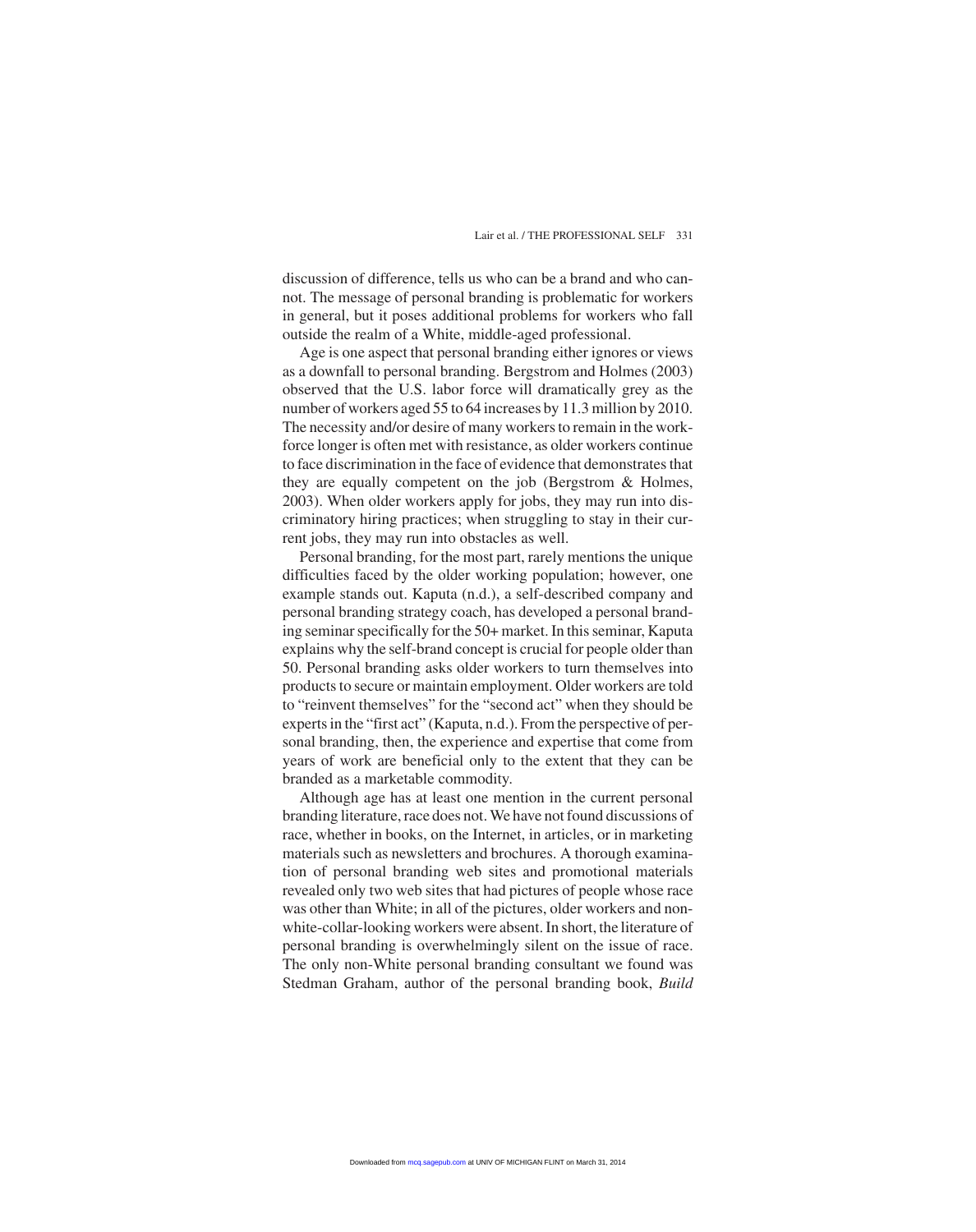discussion of difference, tells us who can be a brand and who cannot. The message of personal branding is problematic for workers in general, but it poses additional problems for workers who fall outside the realm of a White, middle-aged professional.

Age is one aspect that personal branding either ignores or views as a downfall to personal branding. Bergstrom and Holmes (2003) observed that the U.S. labor force will dramatically grey as the number of workers aged 55 to 64 increases by 11.3 million by 2010. The necessity and/or desire of many workers to remain in the workforce longer is often met with resistance, as older workers continue to face discrimination in the face of evidence that demonstrates that they are equally competent on the job (Bergstrom & Holmes, 2003). When older workers apply for jobs, they may run into discriminatory hiring practices; when struggling to stay in their current jobs, they may run into obstacles as well.

Personal branding, for the most part, rarely mentions the unique difficulties faced by the older working population; however, one example stands out. Kaputa (n.d.), a self-described company and personal branding strategy coach, has developed a personal branding seminar specifically for the 50+ market. In this seminar, Kaputa explains why the self-brand concept is crucial for people older than 50. Personal branding asks older workers to turn themselves into products to secure or maintain employment. Older workers are told to "reinvent themselves" for the "second act" when they should be experts in the "first act" (Kaputa, n.d.). From the perspective of personal branding, then, the experience and expertise that come from years of work are beneficial only to the extent that they can be branded as a marketable commodity.

Although age has at least one mention in the current personal branding literature, race does not. We have not found discussions of race, whether in books, on the Internet, in articles, or in marketing materials such as newsletters and brochures. A thorough examination of personal branding web sites and promotional materials revealed only two web sites that had pictures of people whose race was other than White; in all of the pictures, older workers and non-white-collar-looking workers were absent. In short, the literature of personal branding is overwhelmingly silent on the issue of race. The only non-White personal branding consultant we found was Stedman Graham, author of the personal branding book, *Build*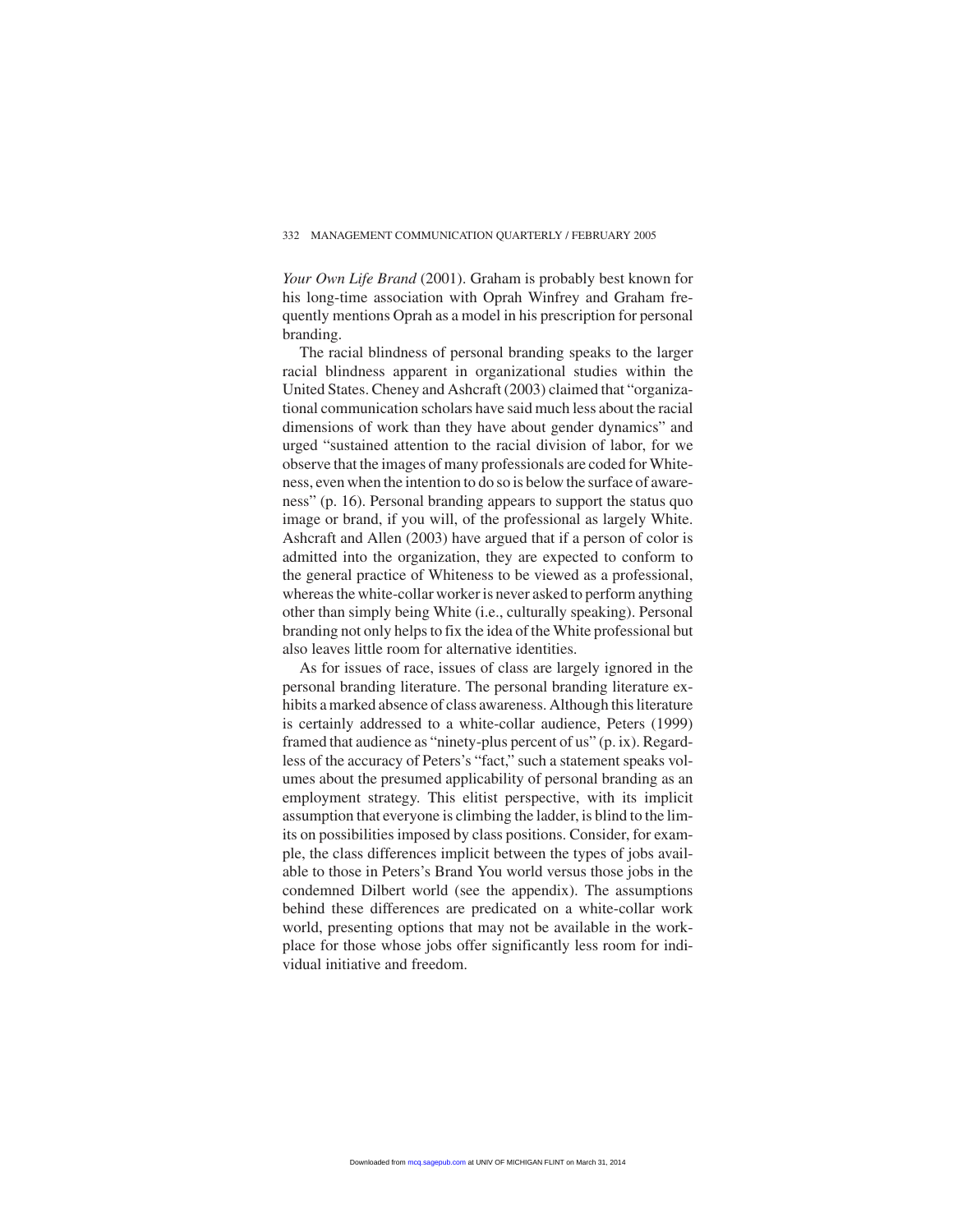*Your Own Life Brand* (2001). Graham is probably best known for his long-time association with Oprah Winfrey and Graham frequently mentions Oprah as a model in his prescription for personal branding.

The racial blindness of personal branding speaks to the larger racial blindness apparent in organizational studies within the United States. Cheney and Ashcraft (2003) claimed that "organizational communication scholars have said much less about the racial dimensions of work than they have about gender dynamics" and urged "sustained attention to the racial division of labor, for we observe that the images of many professionals are coded for Whiteness, even when the intention to do so is below the surface of awareness" (p. 16). Personal branding appears to support the status quo image or brand, if you will, of the professional as largely White. Ashcraft and Allen (2003) have argued that if a person of color is admitted into the organization, they are expected to conform to the general practice of Whiteness to be viewed as a professional, whereas the white-collar worker is never asked to perform anything other than simply being White (i.e., culturally speaking). Personal branding not only helps to fix the idea of the White professional but also leaves little room for alternative identities.

As for issues of race, issues of class are largely ignored in the personal branding literature. The personal branding literature exhibits a marked absence of class awareness. Although this literature is certainly addressed to a white-collar audience, Peters (1999) framed that audience as "ninety-plus percent of us" (p. ix). Regardless of the accuracy of Peters's "fact," such a statement speaks volumes about the presumed applicability of personal branding as an employment strategy. This elitist perspective, with its implicit assumption that everyone is climbing the ladder, is blind to the limits on possibilities imposed by class positions. Consider, for example, the class differences implicit between the types of jobs available to those in Peters's Brand You world versus those jobs in the condemned Dilbert world (see the appendix). The assumptions behind these differences are predicated on a white-collar work world, presenting options that may not be available in the workplace for those whose jobs offer significantly less room for individual initiative and freedom.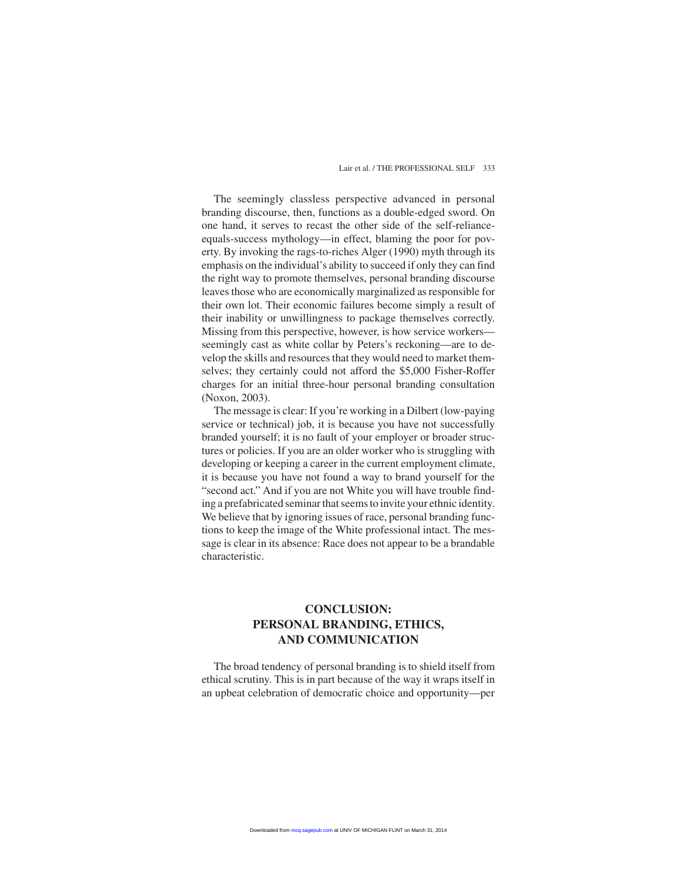The seemingly classless perspective advanced in personal branding discourse, then, functions as a double-edged sword. On one hand, it serves to recast the other side of the self-reliance-equals-success mythology—in effect, blaming the poor for poverty. By invoking the rags-to-riches Alger (1990) myth through its emphasis on the individual's ability to succeed if only they can find the right way to promote themselves, personal branding discourse leaves those who are economically marginalized as responsible for their own lot. Their economic failures become simply a result of their inability or unwillingness to package themselves correctly. Missing from this perspective, however, is how service workers—seemingly cast as white collar by Peters's reckoning—are to develop the skills and resources that they would need to market themselves; they certainly could not afford the $5,000 Fisher-Roffer charges for an initial three-hour personal branding consultation (Noxon, 2003).

The message is clear: If you're working in a Dilbert (low-paying service or technical) job, it is because you have not successfully branded yourself; it is no fault of your employer or broader structures or policies. If you are an older worker who is struggling with developing or keeping a career in the current employment climate, it is because you have not found a way to brand yourself for the "second act." And if you are not White you will have trouble finding a prefabricated seminar that seems to invite your ethnic identity. We believe that by ignoring issues of race, personal branding functions to keep the image of the White professional intact. The message is clear in its absence: Race does not appear to be a brandable characteristic.

## CONCLUSION: PERSONAL BRANDING, ETHICS, AND COMMUNICATION

The broad tendency of personal branding is to shield itself from ethical scrutiny. This is in part because of the way it wraps itself in an upbeat celebration of democratic choice and opportunity—per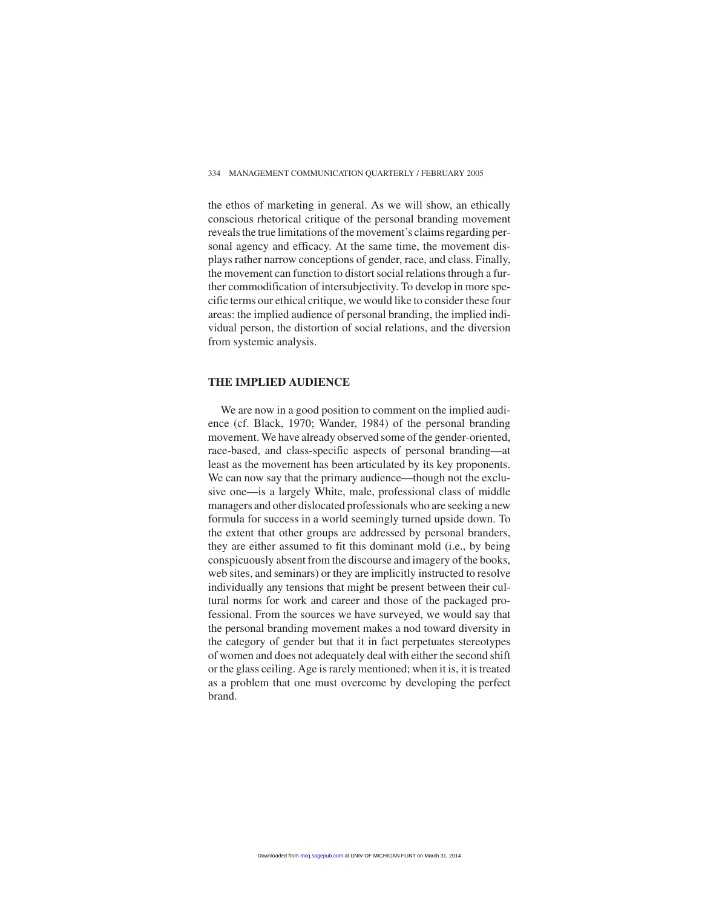the ethos of marketing in general. As we will show, an ethically conscious rhetorical critique of the personal branding movement reveals the true limitations of the movement's claims regarding personal agency and efficacy. At the same time, the movement displays rather narrow conceptions of gender, race, and class. Finally, the movement can function to distort social relations through a further commodification of intersubjectivity. To develop in more specific terms our ethical critique, we would like to consider these four areas: the implied audience of personal branding, the implied individual person, the distortion of social relations, and the diversion from systemic analysis.

## THE IMPLIED AUDIENCE

We are now in a good position to comment on the implied audience (cf. Black, 1970; Wander, 1984) of the personal branding movement. We have already observed some of the gender-oriented, race-based, and class-specific aspects of personal branding—at least as the movement has been articulated by its key proponents. We can now say that the primary audience—though not the exclusive one—is a largely White, male, professional class of middle managers and other dislocated professionals who are seeking a new formula for success in a world seemingly turned upside down. To the extent that other groups are addressed by personal branders, they are either assumed to fit this dominant mold (i.e., by being conspicuously absent from the discourse and imagery of the books, web sites, and seminars) or they are implicitly instructed to resolve individually any tensions that might be present between their cultural norms for work and career and those of the packaged professional. From the sources we have surveyed, we would say that the personal branding movement makes a nod toward diversity in the category of gender but that it in fact perpetuates stereotypes of women and does not adequately deal with either the second shift or the glass ceiling. Age is rarely mentioned; when it is, it is treated as a problem that one must overcome by developing the perfect brand.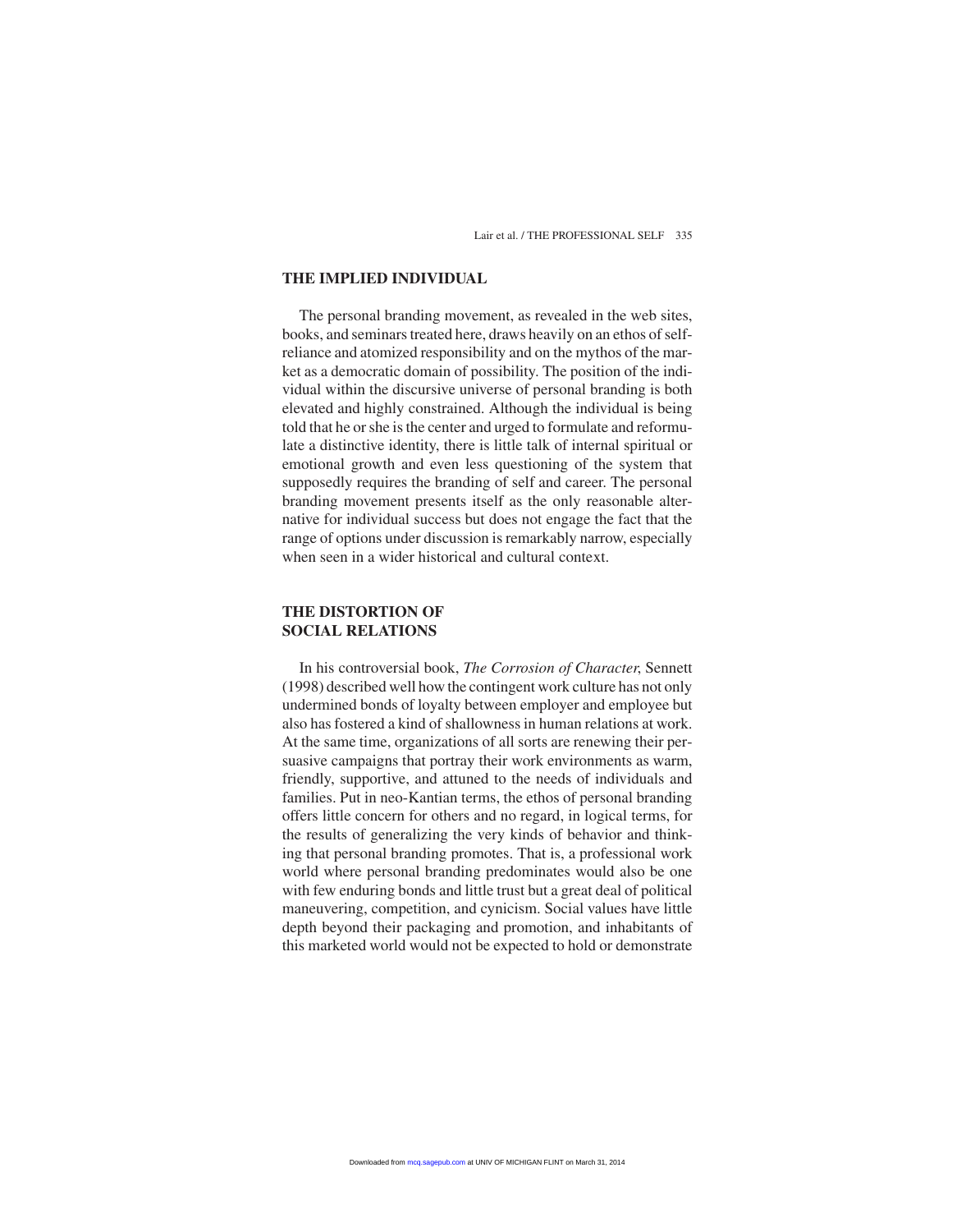## THE IMPLIED INDIVIDUAL

The personal branding movement, as revealed in the web sites, books, and seminars treated here, draws heavily on an ethos of self-reliance and atomized responsibility and on the mythos of the market as a democratic domain of possibility. The position of the individual within the discursive universe of personal branding is both elevated and highly constrained. Although the individual is being told that he or she is the center and urged to formulate and reformulate a distinctive identity, there is little talk of internal spiritual or emotional growth and even less questioning of the system that supposedly requires the branding of self and career. The personal branding movement presents itself as the only reasonable alternative for individual success but does not engage the fact that the range of options under discussion is remarkably narrow, especially when seen in a wider historical and cultural context.

## THE DISTORTION OF SOCIAL RELATIONS

In his controversial book, *The Corrosion of Character*, Sennett (1998) described well how the contingent work culture has not only undermined bonds of loyalty between employer and employee but also has fostered a kind of shallowness in human relations at work. At the same time, organizations of all sorts are renewing their persuasive campaigns that portray their work environments as warm, friendly, supportive, and attuned to the needs of individuals and families. Put in neo-Kantian terms, the ethos of personal branding offers little concern for others and no regard, in logical terms, for the results of generalizing the very kinds of behavior and thinking that personal branding promotes. That is, a professional work world where personal branding predominates would also be one with few enduring bonds and little trust but a great deal of political maneuvering, competition, and cynicism. Social values have little depth beyond their packaging and promotion, and inhabitants of this marketed world would not be expected to hold or demonstrate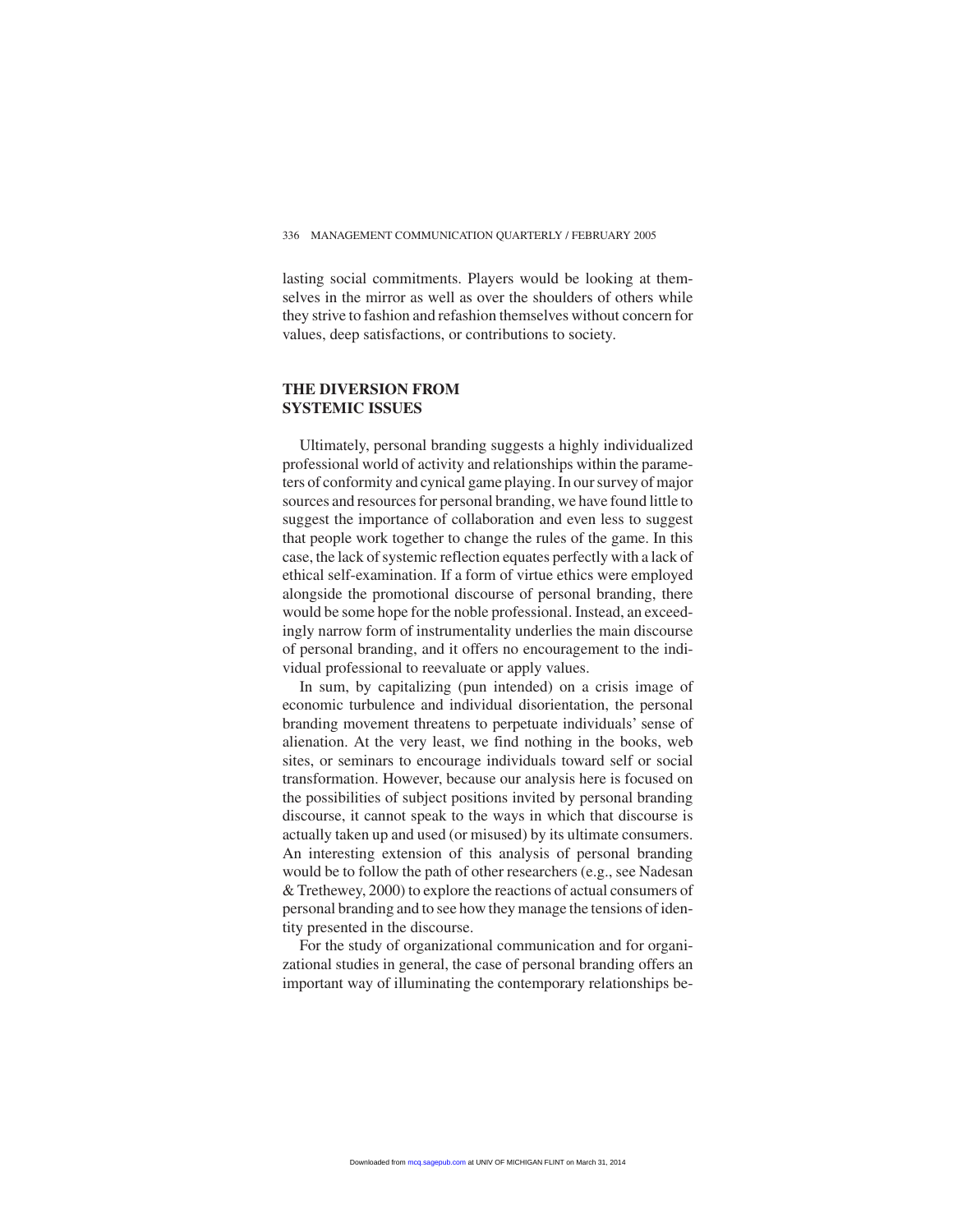lasting social commitments. Players would be looking at themselves in the mirror as well as over the shoulders of others while they strive to fashion and refashion themselves without concern for values, deep satisfactions, or contributions to society.

## THE DIVERSION FROM SYSTEMIC ISSUES

Ultimately, personal branding suggests a highly individualized professional world of activity and relationships within the parameters of conformity and cynical game playing. In our survey of major sources and resources for personal branding, we have found little to suggest the importance of collaboration and even less to suggest that people work together to change the rules of the game. In this case, the lack of systemic reflection equates perfectly with a lack of ethical self-examination. If a form of virtue ethics were employed alongside the promotional discourse of personal branding, there would be some hope for the noble professional. Instead, an exceedingly narrow form of instrumentality underlies the main discourse of personal branding, and it offers no encouragement to the individual professional to reevaluate or apply values.

In sum, by capitalizing (pun intended) on a crisis image of economic turbulence and individual disorientation, the personal branding movement threatens to perpetuate individuals' sense of alienation. At the very least, we find nothing in the books, web sites, or seminars to encourage individuals toward self or social transformation. However, because our analysis here is focused on the possibilities of subject positions invited by personal branding discourse, it cannot speak to the ways in which that discourse is actually taken up and used (or misused) by its ultimate consumers. An interesting extension of this analysis of personal branding would be to follow the path of other researchers (e.g., see Nadesan & Trethewey, 2000) to explore the reactions of actual consumers of personal branding and to see how they manage the tensions of identity presented in the discourse.

For the study of organizational communication and for organizational studies in general, the case of personal branding offers an important way of illuminating the contemporary relationships be-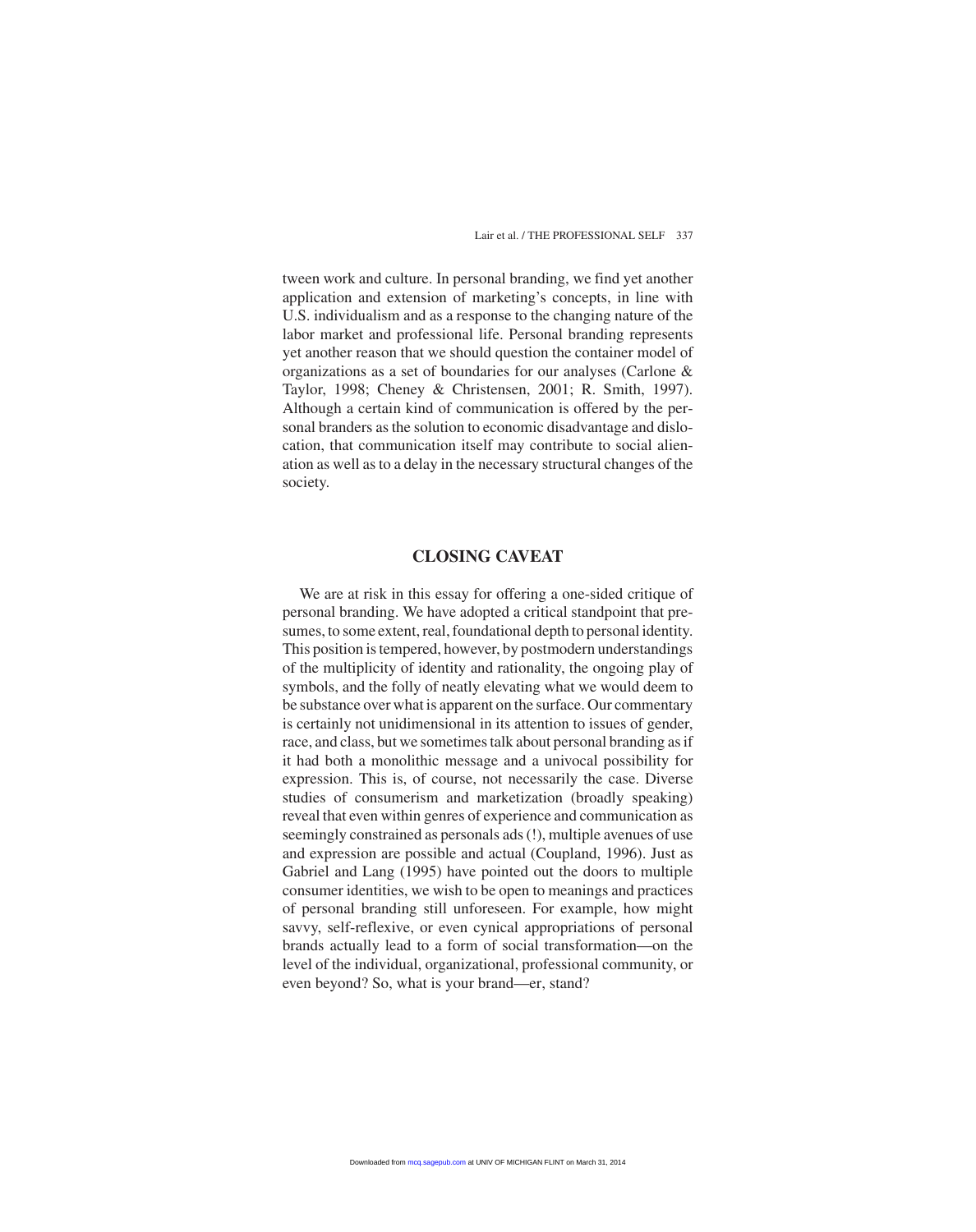tween work and culture. In personal branding, we find yet another application and extension of marketing's concepts, in line with U.S. individualism and as a response to the changing nature of the labor market and professional life. Personal branding represents yet another reason that we should question the container model of organizations as a set of boundaries for our analyses (Carlone & Taylor, 1998; Cheney & Christensen, 2001; R. Smith, 1997). Although a certain kind of communication is offered by the personal branders as the solution to economic disadvantage and dislocation, that communication itself may contribute to social alienation as well as to a delay in the necessary structural changes of the society.

## CLOSING CAVEAT

We are at risk in this essay for offering a one-sided critique of personal branding. We have adopted a critical standpoint that presumes, to some extent, real, foundational depth to personal identity. This position is tempered, however, by postmodern understandings of the multiplicity of identity and rationality, the ongoing play of symbols, and the folly of neatly elevating what we would deem to be substance over what is apparent on the surface. Our commentary is certainly not unidimensional in its attention to issues of gender, race, and class, but we sometimes talk about personal branding as if it had both a monolithic message and a univocal possibility for expression. This is, of course, not necessarily the case. Diverse studies of consumerism and marketization (broadly speaking) reveal that even within genres of experience and communication as seemingly constrained as personals ads (!), multiple avenues of use and expression are possible and actual (Coupland, 1996). Just as Gabriel and Lang (1995) have pointed out the doors to multiple consumer identities, we wish to be open to meanings and practices of personal branding still unforeseen. For example, how might savvy, self-reflexive, or even cynical appropriations of personal brands actually lead to a form of social transformation—on the level of the individual, organizational, professional community, or even beyond? So, what is your brand—er, stand?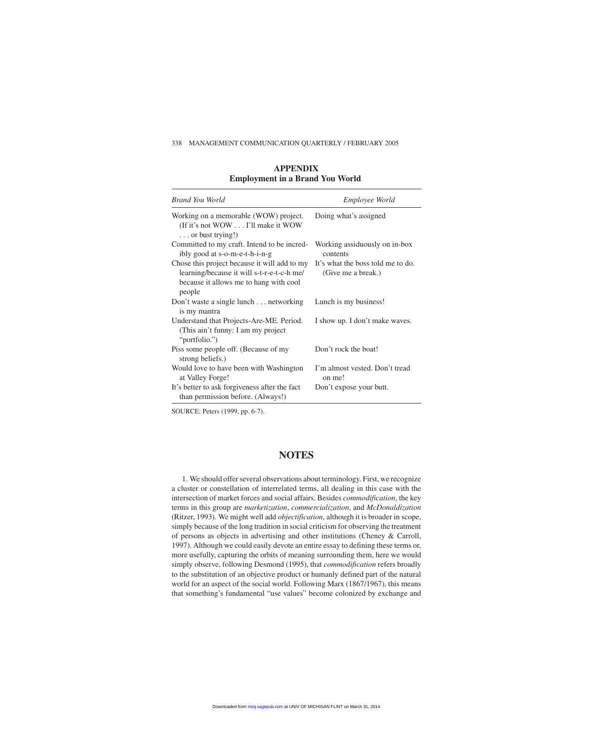## APPENDIX
### Employment in a Brand You World

| *Brand You World* | *Employee World* |
|---|---|
| Working on a memorable (WOW) project. (If it's not WOW . . . I'll make it WOW . . . or bust trying!) | Doing what's assigned |
| Committed to my craft. Intend to be incredibly good at s-o-m-e-t-h-i-n-g | Working assiduously on in-box contents |
| Chose this project because it will add to my learning/because it will s-t-r-e-t-c-h me/ because it allows me to hang with cool people | It's what the boss told me to do. (Give me a break.) |
| Don't waste a single lunch . . . networking is my mantra | Lunch is my business! |
| Understand that Projects-Are-ME. Period. (This ain't funny: I am my project "portfolio.") | I show up. I don't make waves. |
| Piss some people off. (Because of my strong beliefs.) | Don't rock the boat! |
| Would love to have been with Washington at Valley Forge! | I'm almost vested. Don't tread on me! |
| It's better to ask forgiveness after the fact than permission before. (Always!) | Don't expose your butt. |

SOURCE: Peters (1999, pp. 6-7).

## NOTES

1. We should offer several observations about terminology. First, we recognize a cluster or constellation of interrelated terms, all dealing in this case with the intersection of market forces and social affairs. Besides *commodification*, the key terms in this group are *marketization*, *commercialization*, and *McDonaldization* (Ritzer, 1993). We might well add *objectification,* although it is broader in scope, simply because of the long tradition in social criticism for observing the treatment of persons as objects in advertising and other institutions (Cheney & Carroll, 1997). Although we could easily devote an entire essay to defining these terms or, more usefully, capturing the orbits of meaning surrounding them, here we would simply observe, following Desmond (1995), that *commodification* refers broadly to the substitution of an objective product or humanly defined part of the natural world for an aspect of the social world. Following Marx (1867/1967), this means that something's fundamental "use values" become colonized by exchange and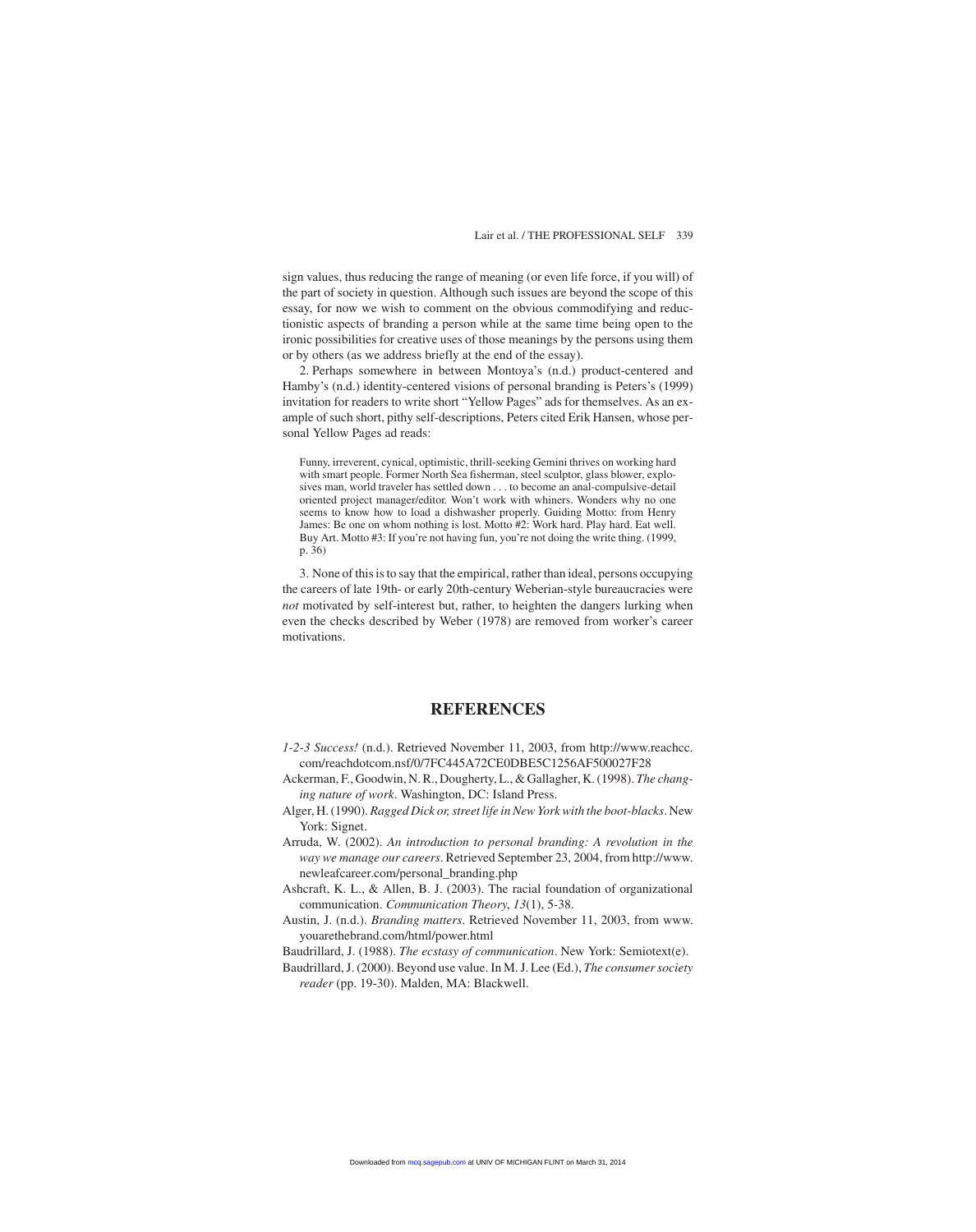sign values, thus reducing the range of meaning (or even life force, if you will) of the part of society in question. Although such issues are beyond the scope of this essay, for now we wish to comment on the obvious commodifying and reductionistic aspects of branding a person while at the same time being open to the ironic possibilities for creative uses of those meanings by the persons using them or by others (as we address briefly at the end of the essay).

2. Perhaps somewhere in between Montoya's (n.d.) product-centered and Hamby's (n.d.) identity-centered visions of personal branding is Peters's (1999) invitation for readers to write short "Yellow Pages" ads for themselves. As an example of such short, pithy self-descriptions, Peters cited Erik Hansen, whose personal Yellow Pages ad reads:

> Funny, irreverent, cynical, optimistic, thrill-seeking Gemini thrives on working hard with smart people. Former North Sea fisherman, steel sculptor, glass blower, explosives man, world traveler has settled down . . . to become an anal-compulsive-detail oriented project manager/editor. Won't work with whiners. Wonders why no one seems to know how to load a dishwasher properly. Guiding Motto: from Henry James: Be one on whom nothing is lost. Motto #2: Work hard. Play hard. Eat well. Buy Art. Motto #3: If you're not having fun, you're not doing the write thing. (1999, p. 36)

3. None of this is to say that the empirical, rather than ideal, persons occupying the careers of late 19th- or early 20th-century Weberian-style bureaucracies were *not* motivated by self-interest but, rather, to heighten the dangers lurking when even the checks described by Weber (1978) are removed from worker's career motivations.

## REFERENCES

*1-2-3 Success!* (n.d.). Retrieved November 11, 2003, from http://www.reachcc.com/reachdotcom.nsf/0/7FC445A72CE0DBE5C1256AF500027F28

Ackerman, F., Goodwin, N. R., Dougherty, L., & Gallagher, K. (1998). *The changing nature of work*. Washington, DC: Island Press.

Alger, H. (1990). *Ragged Dick or, street life in New York with the boot-blacks*. New York: Signet.

Arruda, W. (2002). *An introduction to personal branding: A revolution in the way we manage our careers*. Retrieved September 23, 2004, from http://www.newleafcareer.com/personal_branding.php

Ashcraft, K. L., & Allen, B. J. (2003). The racial foundation of organizational communication. *Communication Theory*, *13*(1), 5-38.

Austin, J. (n.d.). *Branding matters*. Retrieved November 11, 2003, from www.youarethebrand.com/html/power.html

Baudrillard, J. (1988). *The ecstasy of communication*. New York: Semiotext(e).

Baudrillard, J. (2000). Beyond use value. In M. J. Lee (Ed.), *The consumer society reader* (pp. 19-30). Malden, MA: Blackwell.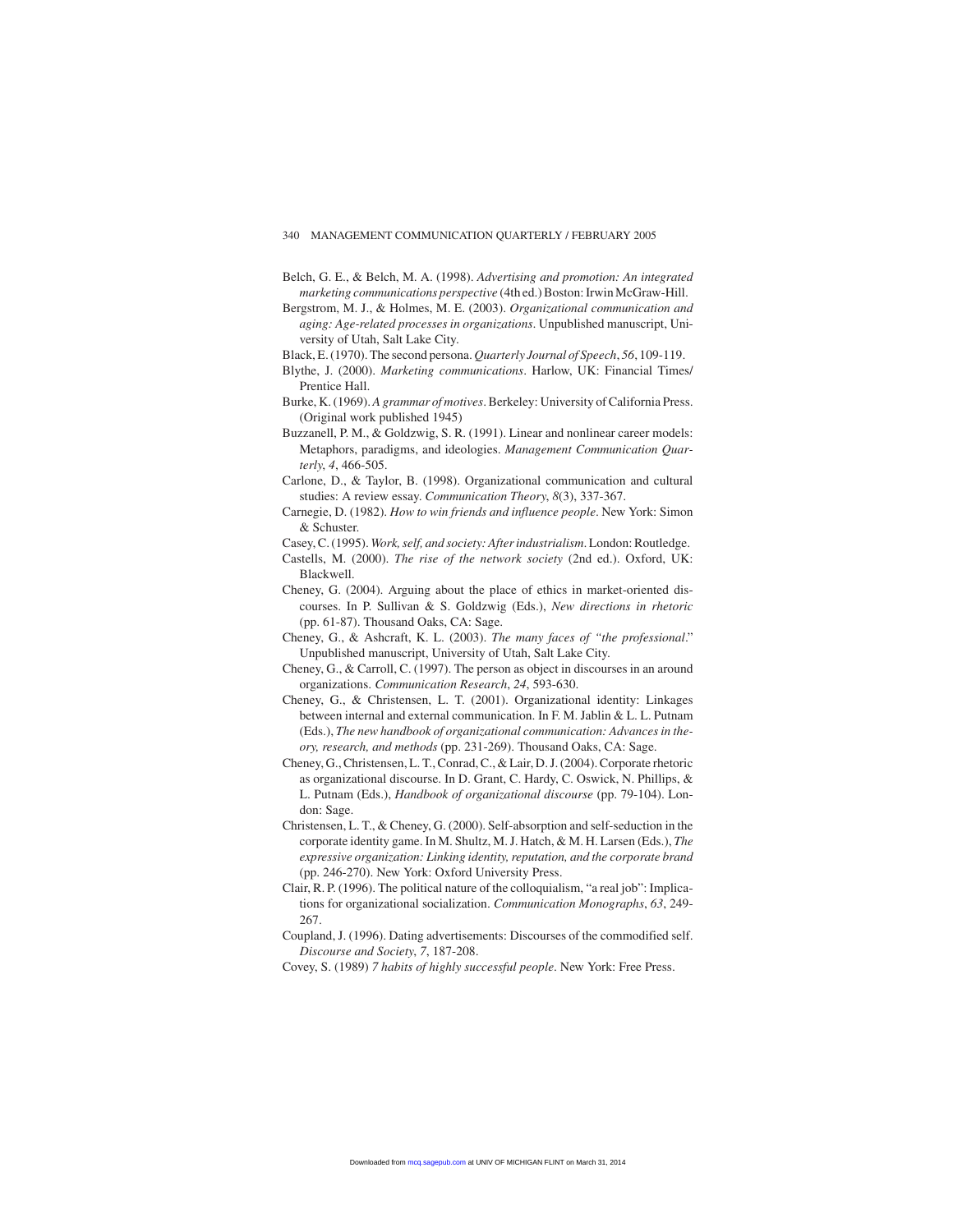Belch, G. E., & Belch, M. A. (1998). *Advertising and promotion: An integrated marketing communications perspective* (4th ed.) Boston: Irwin McGraw-Hill.

Bergstrom, M. J., & Holmes, M. E. (2003). *Organizational communication and aging: Age-related processes in organizations*. Unpublished manuscript, University of Utah, Salt Lake City.

Black, E. (1970). The second persona. *Quarterly Journal of Speech*, *56*, 109-119.

Blythe, J. (2000). *Marketing communications*. Harlow, UK: Financial Times/ Prentice Hall.

Burke, K. (1969). *A grammar of motives*. Berkeley: University of California Press. (Original work published 1945)

Buzzanell, P. M., & Goldzwig, S. R. (1991). Linear and nonlinear career models: Metaphors, paradigms, and ideologies. *Management Communication Quarterly*, *4*, 466-505.

Carlone, D., & Taylor, B. (1998). Organizational communication and cultural studies: A review essay. *Communication Theory*, *8*(3), 337-367.

Carnegie, D. (1982). *How to win friends and influence people*. New York: Simon & Schuster.

Casey, C. (1995). *Work, self, and society: After industrialism*. London: Routledge.

Castells, M. (2000). *The rise of the network society* (2nd ed.). Oxford, UK: Blackwell.

Cheney, G. (2004). Arguing about the place of ethics in market-oriented discourses. In P. Sullivan & S. Goldzwig (Eds.), *New directions in rhetoric* (pp. 61-87). Thousand Oaks, CA: Sage.

Cheney, G., & Ashcraft, K. L. (2003). *The many faces of "the professional*." Unpublished manuscript, University of Utah, Salt Lake City.

Cheney, G., & Carroll, C. (1997). The person as object in discourses in an around organizations. *Communication Research*, *24*, 593-630.

Cheney, G., & Christensen, L. T. (2001). Organizational identity: Linkages between internal and external communication. In F. M. Jablin & L. L. Putnam (Eds.), *The new handbook of organizational communication: Advances in theory, research, and methods* (pp. 231-269). Thousand Oaks, CA: Sage.

Cheney, G., Christensen, L. T., Conrad, C., & Lair, D. J. (2004). Corporate rhetoric as organizational discourse. In D. Grant, C. Hardy, C. Oswick, N. Phillips, & L. Putnam (Eds.), *Handbook of organizational discourse* (pp. 79-104). London: Sage.

Christensen, L. T., & Cheney, G. (2000). Self-absorption and self-seduction in the corporate identity game. In M. Shultz, M. J. Hatch, & M. H. Larsen (Eds.), *The expressive organization: Linking identity, reputation, and the corporate brand* (pp. 246-270). New York: Oxford University Press.

Clair, R. P. (1996). The political nature of the colloquialism, "a real job": Implications for organizational socialization. *Communication Monographs*, *63*, 249-267.

Coupland, J. (1996). Dating advertisements: Discourses of the commodified self. *Discourse and Society*, *7*, 187-208.

Covey, S. (1989) *7 habits of highly successful people*. New York: Free Press.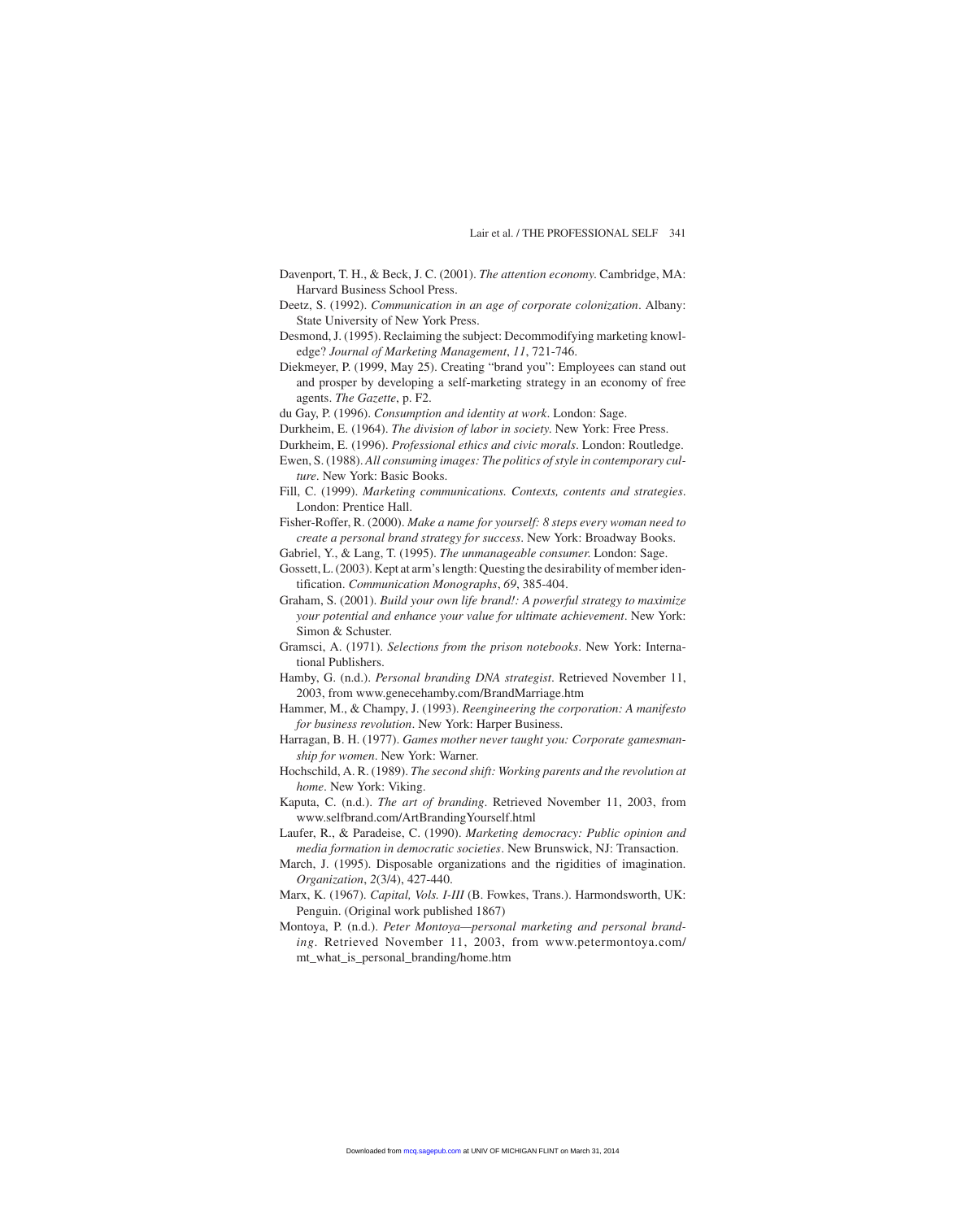Davenport, T. H., & Beck, J. C. (2001). *The attention economy*. Cambridge, MA: Harvard Business School Press.

Deetz, S. (1992). *Communication in an age of corporate colonization*. Albany: State University of New York Press.

Desmond, J. (1995). Reclaiming the subject: Decommodifying marketing knowledge? *Journal of Marketing Management*, *11*, 721-746.

Diekmeyer, P. (1999, May 25). Creating "brand you": Employees can stand out and prosper by developing a self-marketing strategy in an economy of free agents. *The Gazette*, p. F2.

du Gay, P. (1996). *Consumption and identity at work*. London: Sage.

Durkheim, E. (1964). *The division of labor in society*. New York: Free Press.

Durkheim, E. (1996). *Professional ethics and civic morals*. London: Routledge.

Ewen, S. (1988). *All consuming images: The politics of style in contemporary culture*. New York: Basic Books.

Fill, C. (1999). *Marketing communications. Contexts, contents and strategies*. London: Prentice Hall.

Fisher-Roffer, R. (2000). *Make a name for yourself: 8 steps every woman need to create a personal brand strategy for success*. New York: Broadway Books.

Gabriel, Y., & Lang, T. (1995). *The unmanageable consumer.* London: Sage.

Gossett, L. (2003). Kept at arm's length: Questing the desirability of member identification. *Communication Monographs*, *69*, 385-404.

Graham, S. (2001). *Build your own life brand!: A powerful strategy to maximize your potential and enhance your value for ultimate achievement*. New York: Simon & Schuster.

Gramsci, A. (1971). *Selections from the prison notebooks*. New York: International Publishers.

Hamby, G. (n.d.). *Personal branding DNA strategist*. Retrieved November 11, 2003, from www.genecehamby.com/BrandMarriage.htm

Hammer, M., & Champy, J. (1993). *Reengineering the corporation: A manifesto for business revolution*. New York: Harper Business.

Harragan, B. H. (1977). *Games mother never taught you: Corporate gamesmanship for women*. New York: Warner.

Hochschild, A. R. (1989). *The second shift: Working parents and the revolution at home*. New York: Viking.

Kaputa, C. (n.d.). *The art of branding*. Retrieved November 11, 2003, from www.selfbrand.com/ArtBrandingYourself.html

Laufer, R., & Paradeise, C. (1990). *Marketing democracy: Public opinion and media formation in democratic societies*. New Brunswick, NJ: Transaction.

March, J. (1995). Disposable organizations and the rigidities of imagination. *Organization*, *2*(3/4), 427-440.

Marx, K. (1967). *Capital, Vols. I-III* (B. Fowkes, Trans.). Harmondsworth, UK: Penguin. (Original work published 1867)

Montoya, P. (n.d.). *Peter Montoya—personal marketing and personal branding*. Retrieved November 11, 2003, from www.petermontoya.com/mt_what_is_personal_branding/home.htm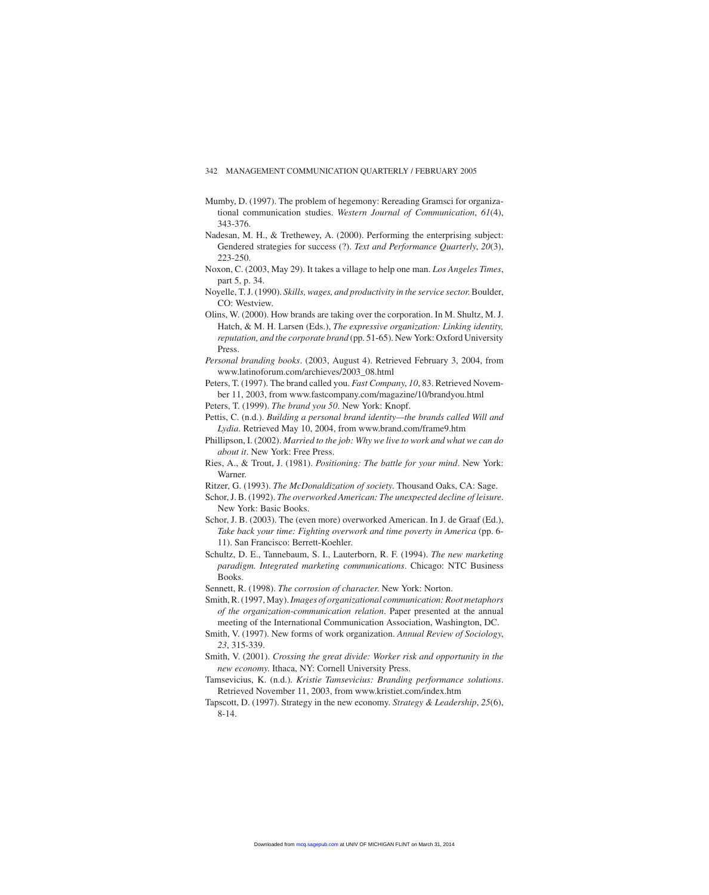Mumby, D. (1997). The problem of hegemony: Rereading Gramsci for organizational communication studies. *Western Journal of Communication*, *61*(4), 343-376.

Nadesan, M. H., & Trethewey, A. (2000). Performing the enterprising subject: Gendered strategies for success (?). *Text and Performance Quarterly*, *20*(3), 223-250.

Noxon, C. (2003, May 29). It takes a village to help one man. *Los Angeles Times*, part 5, p. 34.

Noyelle, T. J. (1990). *Skills, wages, and productivity in the service sector.* Boulder, CO: Westview.

Olins, W. (2000). How brands are taking over the corporation. In M. Shultz, M. J. Hatch, & M. H. Larsen (Eds.), *The expressive organization: Linking identity, reputation, and the corporate brand* (pp. 51-65). New York: Oxford University Press.

*Personal branding books*. (2003, August 4). Retrieved February 3, 2004, from www.latinoforum.com/archieves/2003_08.html

Peters, T. (1997). The brand called you. *Fast Company*, *10*, 83. Retrieved November 11, 2003, from www.fastcompany.com/magazine/10/brandyou.html

Peters, T. (1999). *The brand you 50*. New York: Knopf.

Pettis, C. (n.d.). *Building a personal brand identity—the brands called Will and Lydia*. Retrieved May 10, 2004, from www.brand.com/frame9.htm

Phillipson, I. (2002). *Married to the job: Why we live to work and what we can do about it*. New York: Free Press.

Ries, A., & Trout, J. (1981). *Positioning: The battle for your mind*. New York: Warner.

Ritzer, G. (1993). *The McDonaldization of society.* Thousand Oaks, CA: Sage.

Schor, J. B. (1992). *The overworked American: The unexpected decline of leisure*. New York: Basic Books.

Schor, J. B. (2003). The (even more) overworked American. In J. de Graaf (Ed.), *Take back your time: Fighting overwork and time poverty in America* (pp. 6-11). San Francisco: Berrett-Koehler.

Schultz, D. E., Tannebaum, S. I., Lauterborn, R. F. (1994). *The new marketing paradigm. Integrated marketing communications*. Chicago: NTC Business Books.

Sennett, R. (1998). *The corrosion of character.* New York: Norton.

Smith, R. (1997, May). *Images of organizational communication: Root metaphors of the organization-communication relation*. Paper presented at the annual meeting of the International Communication Association, Washington, DC.

Smith, V. (1997). New forms of work organization. *Annual Review of Sociology*, *23*, 315-339.

Smith, V. (2001). *Crossing the great divide: Worker risk and opportunity in the new economy.* Ithaca, NY: Cornell University Press.

Tamsevicius, K. (n.d.). *Kristie Tamsevicius: Branding performance solutions*. Retrieved November 11, 2003, from www.kristiet.com/index.htm

Tapscott, D. (1997). Strategy in the new economy. *Strategy & Leadership*, *25*(6), 8-14.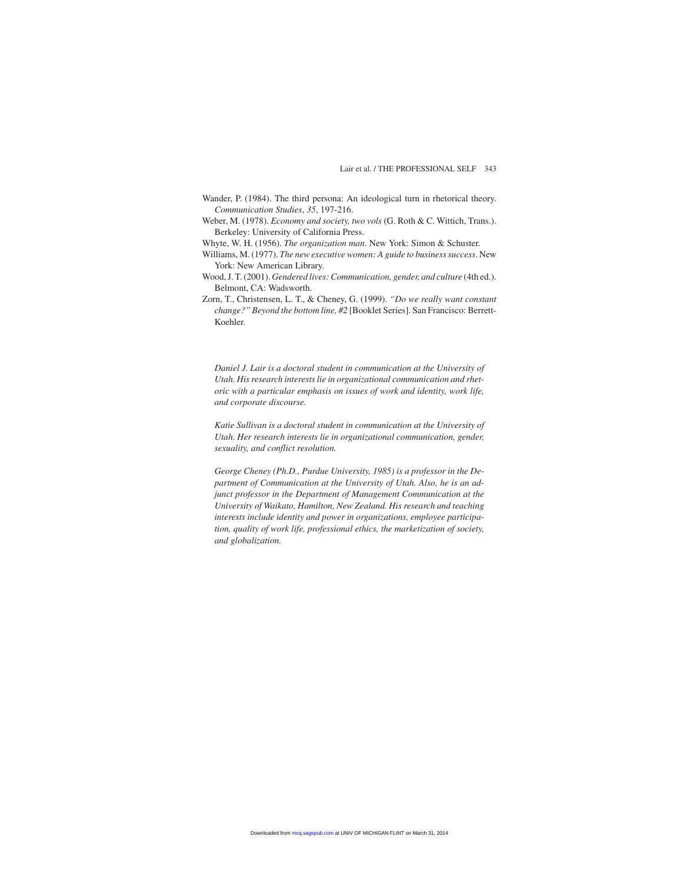Wander, P. (1984). The third persona: An ideological turn in rhetorical theory. *Communication Studies*, *35*, 197-216.

Weber, M. (1978). *Economy and society, two vols* (G. Roth & C. Wittich, Trans.). Berkeley: University of California Press.

Whyte, W. H. (1956). *The organization man*. New York: Simon & Schuster.

Williams, M. (1977). *The new executive women: A guide to business success*. New York: New American Library.

Wood, J. T. (2001). *Gendered lives: Communication, gender, and culture* (4th ed.). Belmont, CA: Wadsworth.

Zorn, T., Christensen, L. T., & Cheney, G. (1999). *"Do we really want constant change?" Beyond the bottom line, #2* [Booklet Series]. San Francisco: Berrett-Koehler.

*Daniel J. Lair is a doctoral student in communication at the University of Utah. His research interests lie in organizational communication and rhetoric with a particular emphasis on issues of work and identity, work life, and corporate discourse.*

*Katie Sullivan is a doctoral student in communication at the University of Utah. Her research interests lie in organizational communication, gender, sexuality, and conflict resolution.*

*George Cheney (Ph.D., Purdue University, 1985) is a professor in the Department of Communication at the University of Utah. Also, he is an adjunct professor in the Department of Management Communication at the University of Waikato, Hamilton, New Zealand. His research and teaching interests include identity and power in organizations, employee participation, quality of work life, professional ethics, the marketization of society, and globalization.*